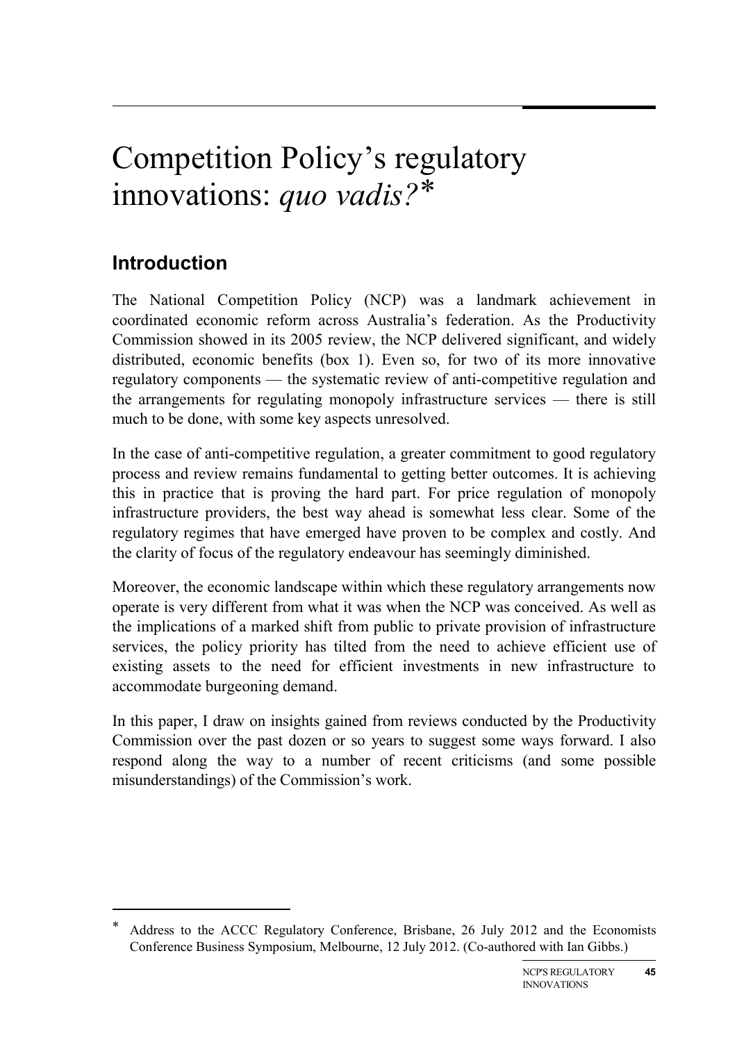# Competition Policy's regulatory innovations: *quo vadis?*\*

## Introduction

The National Competition Policy (NCP) was a landmark achievement in coordinated economic reform across Australia's federation. As the Productivity Commission showed in its 2005 review, the NCP delivered significant, and widely distributed, economic benefits (box 1). Even so, for two of its more innovative regulatory components — the systematic review of anti-competitive regulation and the arrangements for regulating monopoly infrastructure services — there is still much to be done, with some key aspects unresolved.

In the case of anti-competitive regulation, a greater commitment to good regulatory process and review remains fundamental to getting better outcomes. It is achieving this in practice that is proving the hard part. For price regulation of monopoly infrastructure providers, the best way ahead is somewhat less clear. Some of the regulatory regimes that have emerged have proven to be complex and costly. And the clarity of focus of the regulatory endeavour has seemingly diminished.

Moreover, the economic landscape within which these regulatory arrangements now operate is very different from what it was when the NCP was conceived. As well as the implications of a marked shift from public to private provision of infrastructure services, the policy priority has tilted from the need to achieve efficient use of existing assets to the need for efficient investments in new infrastructure to accommodate burgeoning demand.

In this paper, I draw on insights gained from reviews conducted by the Productivity Commission over the past dozen or so years to suggest some ways forward. I also respond along the way to a number of recent criticisms (and some possible misunderstandings) of the Commission's work.

---

\* Address to the ACCC Regulatory Conference, Brisbane, 26 July 2012 and the Economists Conference Business Symposium, Melbourne, 12 July 2012. (Co-authored with Ian Gibbs.)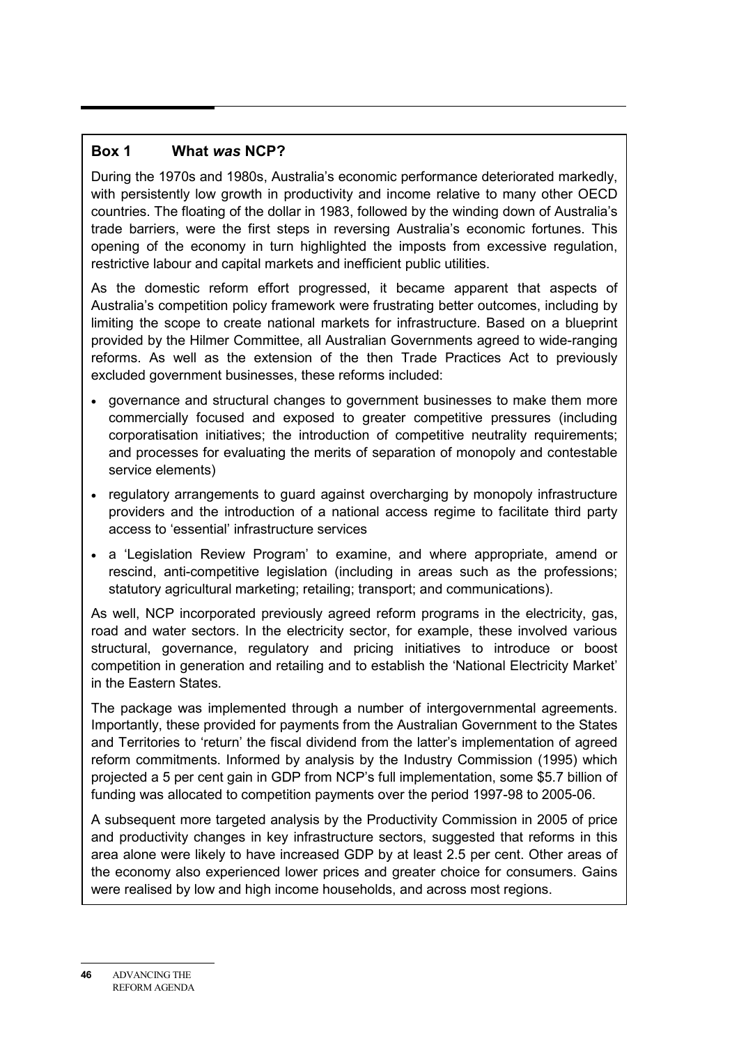### Box 1 What *was* NCP?

During the 1970s and 1980s, Australia's economic performance deteriorated markedly, with persistently low growth in productivity and income relative to many other OECD countries. The floating of the dollar in 1983, followed by the winding down of Australia's trade barriers, were the first steps in reversing Australia's economic fortunes. This opening of the economy in turn highlighted the imposts from excessive regulation, restrictive labour and capital markets and inefficient public utilities.

As the domestic reform effort progressed, it became apparent that aspects of Australia's competition policy framework were frustrating better outcomes, including by limiting the scope to create national markets for infrastructure. Based on a blueprint provided by the Hilmer Committee, all Australian Governments agreed to wide-ranging reforms. As well as the extension of the then Trade Practices Act to previously excluded government businesses, these reforms included:

- governance and structural changes to government businesses to make them more commercially focused and exposed to greater competitive pressures (including corporatisation initiatives; the introduction of competitive neutrality requirements; and processes for evaluating the merits of separation of monopoly and contestable service elements)
- regulatory arrangements to guard against overcharging by monopoly infrastructure providers and the introduction of a national access regime to facilitate third party access to 'essential' infrastructure services
- a 'Legislation Review Program' to examine, and where appropriate, amend or rescind, anti-competitive legislation (including in areas such as the professions; statutory agricultural marketing; retailing; transport; and communications).

As well, NCP incorporated previously agreed reform programs in the electricity, gas, road and water sectors. In the electricity sector, for example, these involved various structural, governance, regulatory and pricing initiatives to introduce or boost competition in generation and retailing and to establish the 'National Electricity Market' in the Eastern States.

The package was implemented through a number of intergovernmental agreements. Importantly, these provided for payments from the Australian Government to the States and Territories to 'return' the fiscal dividend from the latter's implementation of agreed reform commitments. Informed by analysis by the Industry Commission (1995) which projected a 5 per cent gain in GDP from NCP's full implementation, some $5.7 billion of funding was allocated to competition payments over the period 1997-98 to 2005-06.

A subsequent more targeted analysis by the Productivity Commission in 2005 of price and productivity changes in key infrastructure sectors, suggested that reforms in this area alone were likely to have increased GDP by at least 2.5 per cent. Other areas of the economy also experienced lower prices and greater choice for consumers. Gains were realised by low and high income households, and across most regions.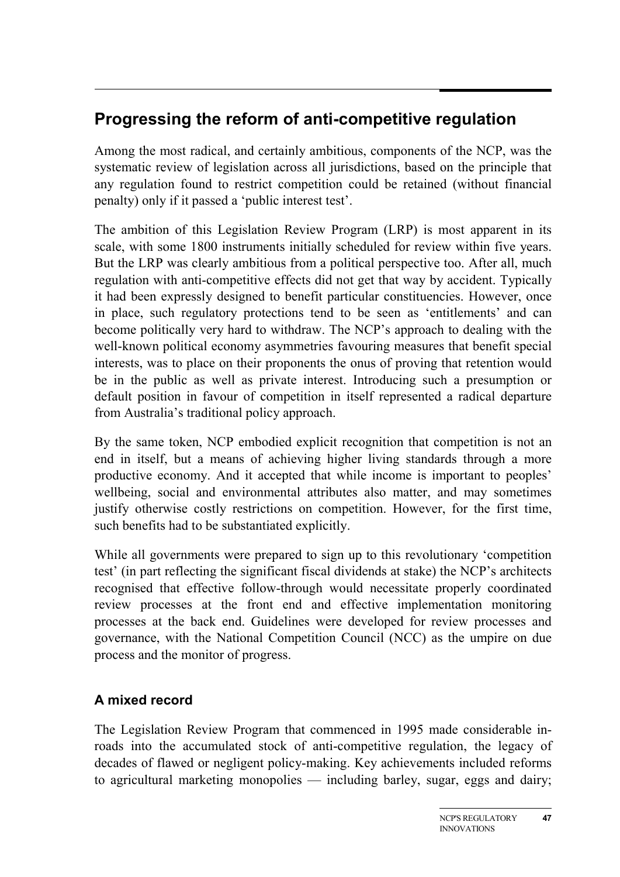## Progressing the reform of anti-competitive regulation

Among the most radical, and certainly ambitious, components of the NCP, was the systematic review of legislation across all jurisdictions, based on the principle that any regulation found to restrict competition could be retained (without financial penalty) only if it passed a 'public interest test'.

The ambition of this Legislation Review Program (LRP) is most apparent in its scale, with some 1800 instruments initially scheduled for review within five years. But the LRP was clearly ambitious from a political perspective too. After all, much regulation with anti-competitive effects did not get that way by accident. Typically it had been expressly designed to benefit particular constituencies. However, once in place, such regulatory protections tend to be seen as 'entitlements' and can become politically very hard to withdraw. The NCP's approach to dealing with the well-known political economy asymmetries favouring measures that benefit special interests, was to place on their proponents the onus of proving that retention would be in the public as well as private interest. Introducing such a presumption or default position in favour of competition in itself represented a radical departure from Australia's traditional policy approach.

By the same token, NCP embodied explicit recognition that competition is not an end in itself, but a means of achieving higher living standards through a more productive economy. And it accepted that while income is important to peoples' wellbeing, social and environmental attributes also matter, and may sometimes justify otherwise costly restrictions on competition. However, for the first time, such benefits had to be substantiated explicitly.

While all governments were prepared to sign up to this revolutionary 'competition test' (in part reflecting the significant fiscal dividends at stake) the NCP's architects recognised that effective follow-through would necessitate properly coordinated review processes at the front end and effective implementation monitoring processes at the back end. Guidelines were developed for review processes and governance, with the National Competition Council (NCC) as the umpire on due process and the monitor of progress.

### A mixed record

The Legislation Review Program that commenced in 1995 made considerable in-roads into the accumulated stock of anti-competitive regulation, the legacy of decades of flawed or negligent policy-making. Key achievements included reforms to agricultural marketing monopolies — including barley, sugar, eggs and dairy;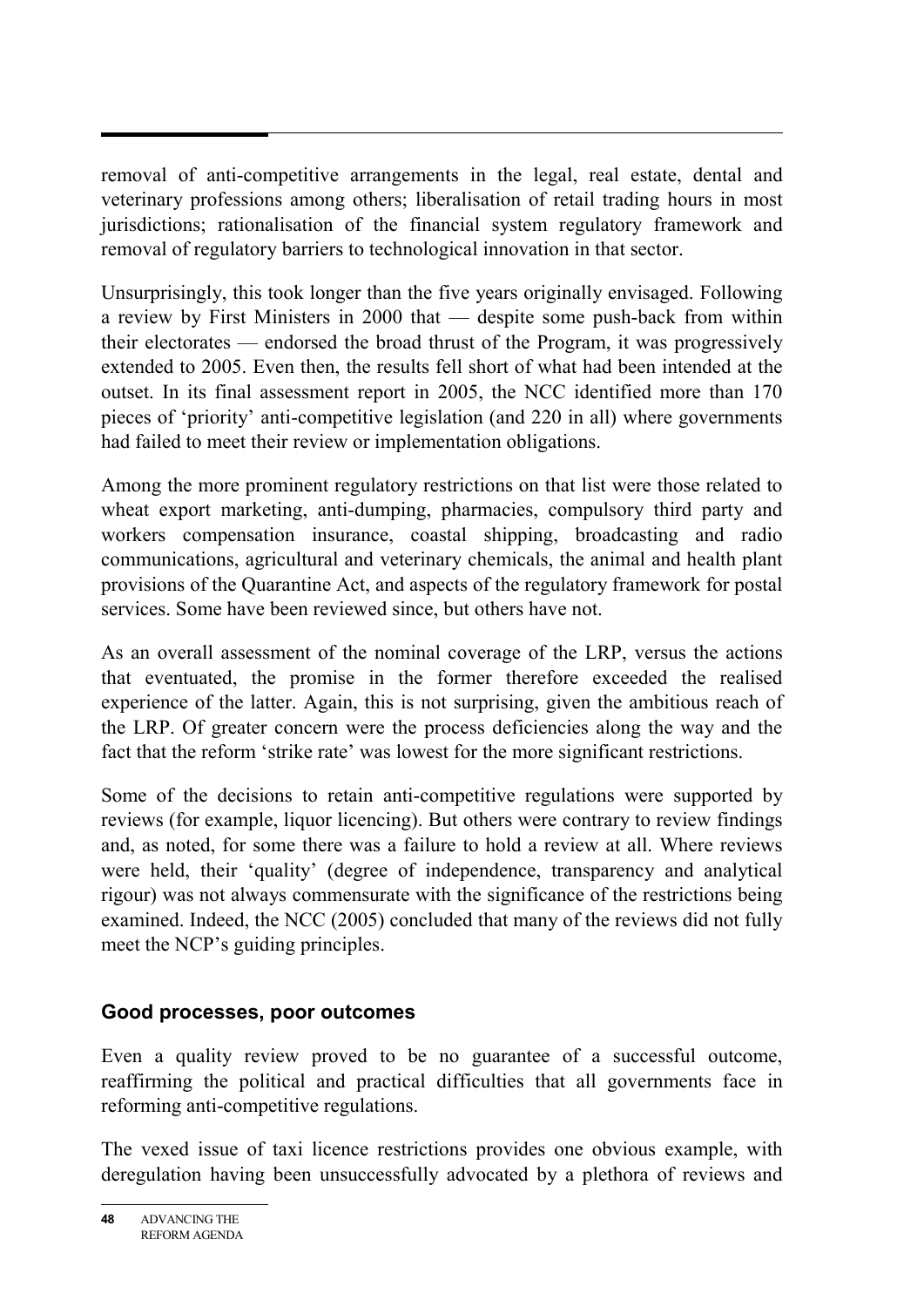removal of anti-competitive arrangements in the legal, real estate, dental and veterinary professions among others; liberalisation of retail trading hours in most jurisdictions; rationalisation of the financial system regulatory framework and removal of regulatory barriers to technological innovation in that sector.

Unsurprisingly, this took longer than the five years originally envisaged. Following a review by First Ministers in 2000 that — despite some push-back from within their electorates — endorsed the broad thrust of the Program, it was progressively extended to 2005. Even then, the results fell short of what had been intended at the outset. In its final assessment report in 2005, the NCC identified more than 170 pieces of 'priority' anti-competitive legislation (and 220 in all) where governments had failed to meet their review or implementation obligations.

Among the more prominent regulatory restrictions on that list were those related to wheat export marketing, anti-dumping, pharmacies, compulsory third party and workers compensation insurance, coastal shipping, broadcasting and radio communications, agricultural and veterinary chemicals, the animal and health plant provisions of the Quarantine Act, and aspects of the regulatory framework for postal services. Some have been reviewed since, but others have not.

As an overall assessment of the nominal coverage of the LRP, versus the actions that eventuated, the promise in the former therefore exceeded the realised experience of the latter. Again, this is not surprising, given the ambitious reach of the LRP. Of greater concern were the process deficiencies along the way and the fact that the reform 'strike rate' was lowest for the more significant restrictions.

Some of the decisions to retain anti-competitive regulations were supported by reviews (for example, liquor licencing). But others were contrary to review findings and, as noted, for some there was a failure to hold a review at all. Where reviews were held, their 'quality' (degree of independence, transparency and analytical rigour) was not always commensurate with the significance of the restrictions being examined. Indeed, the NCC (2005) concluded that many of the reviews did not fully meet the NCP's guiding principles.

## Good processes, poor outcomes

Even a quality review proved to be no guarantee of a successful outcome, reaffirming the political and practical difficulties that all governments face in reforming anti-competitive regulations.

The vexed issue of taxi licence restrictions provides one obvious example, with deregulation having been unsuccessfully advocated by a plethora of reviews and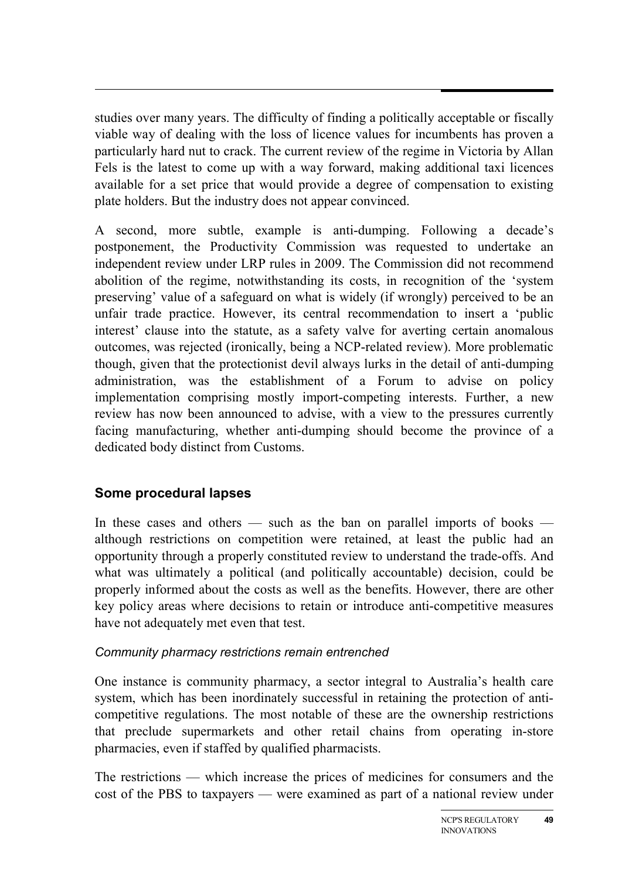studies over many years. The difficulty of finding a politically acceptable or fiscally viable way of dealing with the loss of licence values for incumbents has proven a particularly hard nut to crack. The current review of the regime in Victoria by Allan Fels is the latest to come up with a way forward, making additional taxi licences available for a set price that would provide a degree of compensation to existing plate holders. But the industry does not appear convinced.

A second, more subtle, example is anti-dumping. Following a decade's postponement, the Productivity Commission was requested to undertake an independent review under LRP rules in 2009. The Commission did not recommend abolition of the regime, notwithstanding its costs, in recognition of the 'system preserving' value of a safeguard on what is widely (if wrongly) perceived to be an unfair trade practice. However, its central recommendation to insert a 'public interest' clause into the statute, as a safety valve for averting certain anomalous outcomes, was rejected (ironically, being a NCP-related review). More problematic though, given that the protectionist devil always lurks in the detail of anti-dumping administration, was the establishment of a Forum to advise on policy implementation comprising mostly import-competing interests. Further, a new review has now been announced to advise, with a view to the pressures currently facing manufacturing, whether anti-dumping should become the province of a dedicated body distinct from Customs.

## Some procedural lapses

In these cases and others — such as the ban on parallel imports of books — although restrictions on competition were retained, at least the public had an opportunity through a properly constituted review to understand the trade-offs. And what was ultimately a political (and politically accountable) decision, could be properly informed about the costs as well as the benefits. However, there are other key policy areas where decisions to retain or introduce anti-competitive measures have not adequately met even that test.

### *Community pharmacy restrictions remain entrenched*

One instance is community pharmacy, a sector integral to Australia's health care system, which has been inordinately successful in retaining the protection of anti-competitive regulations. The most notable of these are the ownership restrictions that preclude supermarkets and other retail chains from operating in-store pharmacies, even if staffed by qualified pharmacists.

The restrictions — which increase the prices of medicines for consumers and the cost of the PBS to taxpayers — were examined as part of a national review under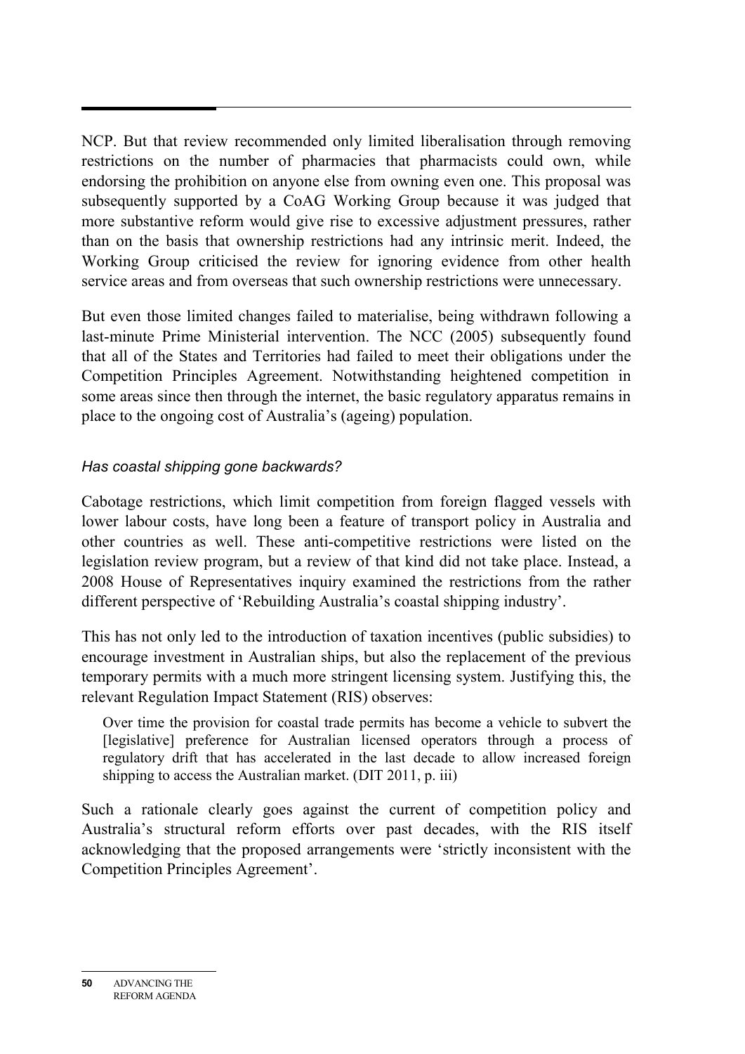NCP. But that review recommended only limited liberalisation through removing restrictions on the number of pharmacies that pharmacists could own, while endorsing the prohibition on anyone else from owning even one. This proposal was subsequently supported by a CoAG Working Group because it was judged that more substantive reform would give rise to excessive adjustment pressures, rather than on the basis that ownership restrictions had any intrinsic merit. Indeed, the Working Group criticised the review for ignoring evidence from other health service areas and from overseas that such ownership restrictions were unnecessary.

But even those limited changes failed to materialise, being withdrawn following a last-minute Prime Ministerial intervention. The NCC (2005) subsequently found that all of the States and Territories had failed to meet their obligations under the Competition Principles Agreement. Notwithstanding heightened competition in some areas since then through the internet, the basic regulatory apparatus remains in place to the ongoing cost of Australia's (ageing) population.

### *Has coastal shipping gone backwards?*

Cabotage restrictions, which limit competition from foreign flagged vessels with lower labour costs, have long been a feature of transport policy in Australia and other countries as well. These anti-competitive restrictions were listed on the legislation review program, but a review of that kind did not take place. Instead, a 2008 House of Representatives inquiry examined the restrictions from the rather different perspective of 'Rebuilding Australia's coastal shipping industry'.

This has not only led to the introduction of taxation incentives (public subsidies) to encourage investment in Australian ships, but also the replacement of the previous temporary permits with a much more stringent licensing system. Justifying this, the relevant Regulation Impact Statement (RIS) observes:

> Over time the provision for coastal trade permits has become a vehicle to subvert the [legislative] preference for Australian licensed operators through a process of regulatory drift that has accelerated in the last decade to allow increased foreign shipping to access the Australian market. (DIT 2011, p. iii)

Such a rationale clearly goes against the current of competition policy and Australia's structural reform efforts over past decades, with the RIS itself acknowledging that the proposed arrangements were 'strictly inconsistent with the Competition Principles Agreement'.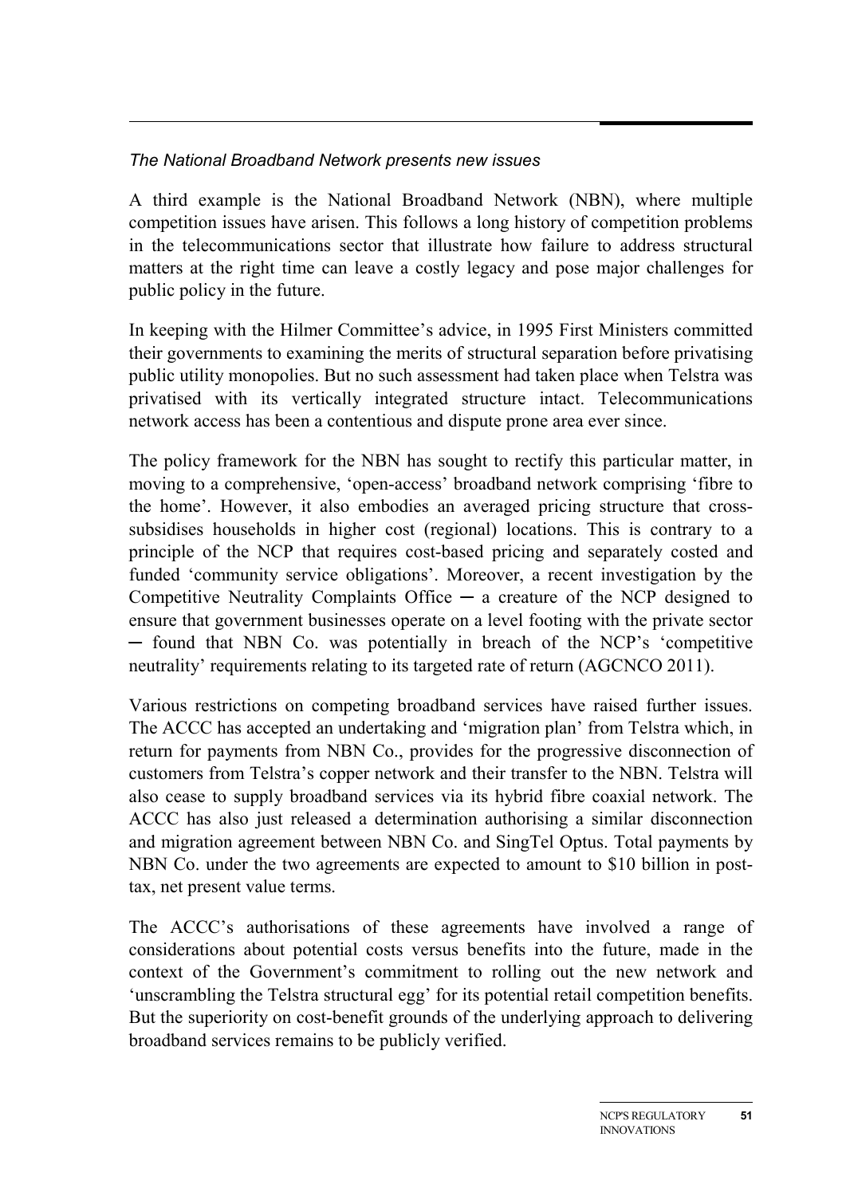*The National Broadband Network presents new issues*

A third example is the National Broadband Network (NBN), where multiple competition issues have arisen. This follows a long history of competition problems in the telecommunications sector that illustrate how failure to address structural matters at the right time can leave a costly legacy and pose major challenges for public policy in the future.

In keeping with the Hilmer Committee's advice, in 1995 First Ministers committed their governments to examining the merits of structural separation before privatising public utility monopolies. But no such assessment had taken place when Telstra was privatised with its vertically integrated structure intact. Telecommunications network access has been a contentious and dispute prone area ever since.

The policy framework for the NBN has sought to rectify this particular matter, in moving to a comprehensive, 'open-access' broadband network comprising 'fibre to the home'. However, it also embodies an averaged pricing structure that cross-subsidises households in higher cost (regional) locations. This is contrary to a principle of the NCP that requires cost-based pricing and separately costed and funded 'community service obligations'. Moreover, a recent investigation by the Competitive Neutrality Complaints Office — a creature of the NCP designed to ensure that government businesses operate on a level footing with the private sector — found that NBN Co. was potentially in breach of the NCP's 'competitive neutrality' requirements relating to its targeted rate of return (AGCNCO 2011).

Various restrictions on competing broadband services have raised further issues. The ACCC has accepted an undertaking and 'migration plan' from Telstra which, in return for payments from NBN Co., provides for the progressive disconnection of customers from Telstra's copper network and their transfer to the NBN. Telstra will also cease to supply broadband services via its hybrid fibre coaxial network. The ACCC has also just released a determination authorising a similar disconnection and migration agreement between NBN Co. and SingTel Optus. Total payments by NBN Co. under the two agreements are expected to amount to \$10 billion in post-tax, net present value terms.

The ACCC's authorisations of these agreements have involved a range of considerations about potential costs versus benefits into the future, made in the context of the Government's commitment to rolling out the new network and 'unscrambling the Telstra structural egg' for its potential retail competition benefits. But the superiority on cost-benefit grounds of the underlying approach to delivering broadband services remains to be publicly verified.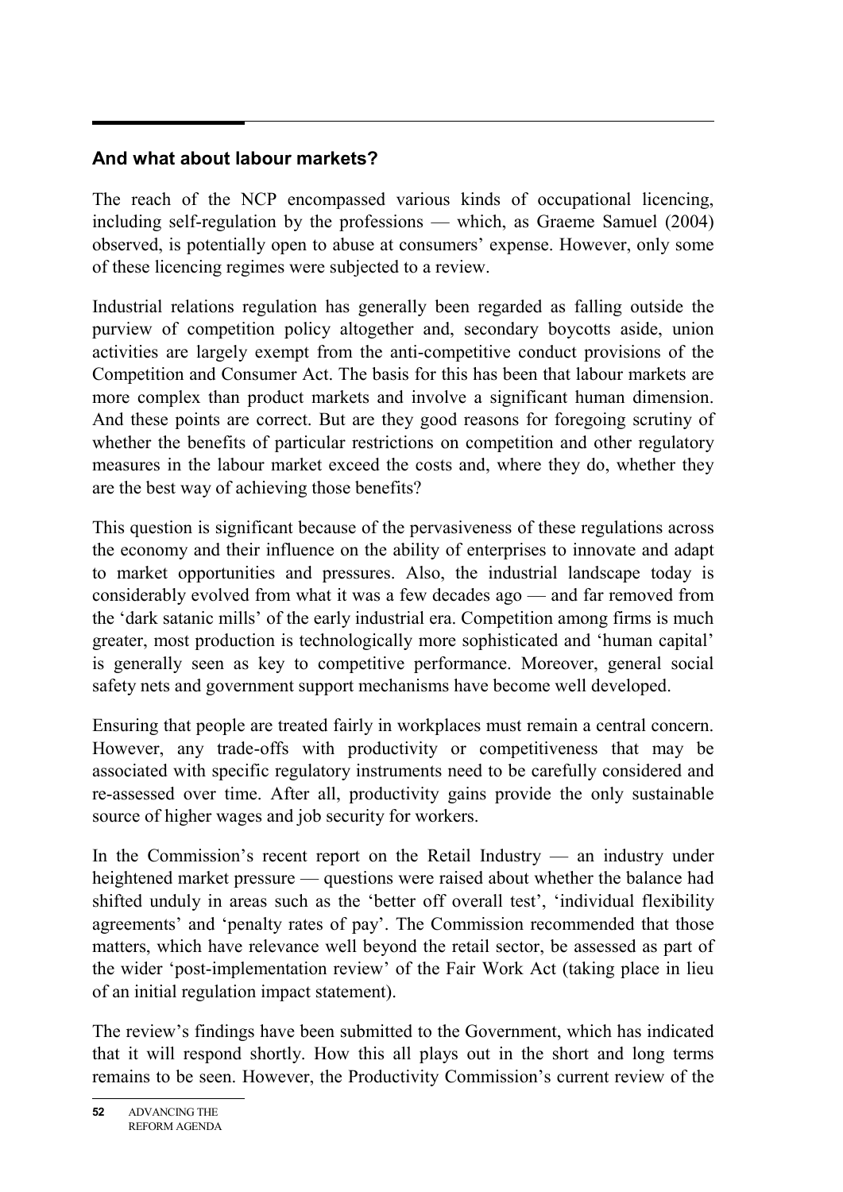## And what about labour markets?

The reach of the NCP encompassed various kinds of occupational licencing, including self-regulation by the professions — which, as Graeme Samuel (2004) observed, is potentially open to abuse at consumers' expense. However, only some of these licencing regimes were subjected to a review.

Industrial relations regulation has generally been regarded as falling outside the purview of competition policy altogether and, secondary boycotts aside, union activities are largely exempt from the anti-competitive conduct provisions of the Competition and Consumer Act. The basis for this has been that labour markets are more complex than product markets and involve a significant human dimension. And these points are correct. But are they good reasons for foregoing scrutiny of whether the benefits of particular restrictions on competition and other regulatory measures in the labour market exceed the costs and, where they do, whether they are the best way of achieving those benefits?

This question is significant because of the pervasiveness of these regulations across the economy and their influence on the ability of enterprises to innovate and adapt to market opportunities and pressures. Also, the industrial landscape today is considerably evolved from what it was a few decades ago — and far removed from the 'dark satanic mills' of the early industrial era. Competition among firms is much greater, most production is technologically more sophisticated and 'human capital' is generally seen as key to competitive performance. Moreover, general social safety nets and government support mechanisms have become well developed.

Ensuring that people are treated fairly in workplaces must remain a central concern. However, any trade-offs with productivity or competitiveness that may be associated with specific regulatory instruments need to be carefully considered and re-assessed over time. After all, productivity gains provide the only sustainable source of higher wages and job security for workers.

In the Commission's recent report on the Retail Industry — an industry under heightened market pressure — questions were raised about whether the balance had shifted unduly in areas such as the 'better off overall test', 'individual flexibility agreements' and 'penalty rates of pay'. The Commission recommended that those matters, which have relevance well beyond the retail sector, be assessed as part of the wider 'post-implementation review' of the Fair Work Act (taking place in lieu of an initial regulation impact statement).

The review's findings have been submitted to the Government, which has indicated that it will respond shortly. How this all plays out in the short and long terms remains to be seen. However, the Productivity Commission's current review of the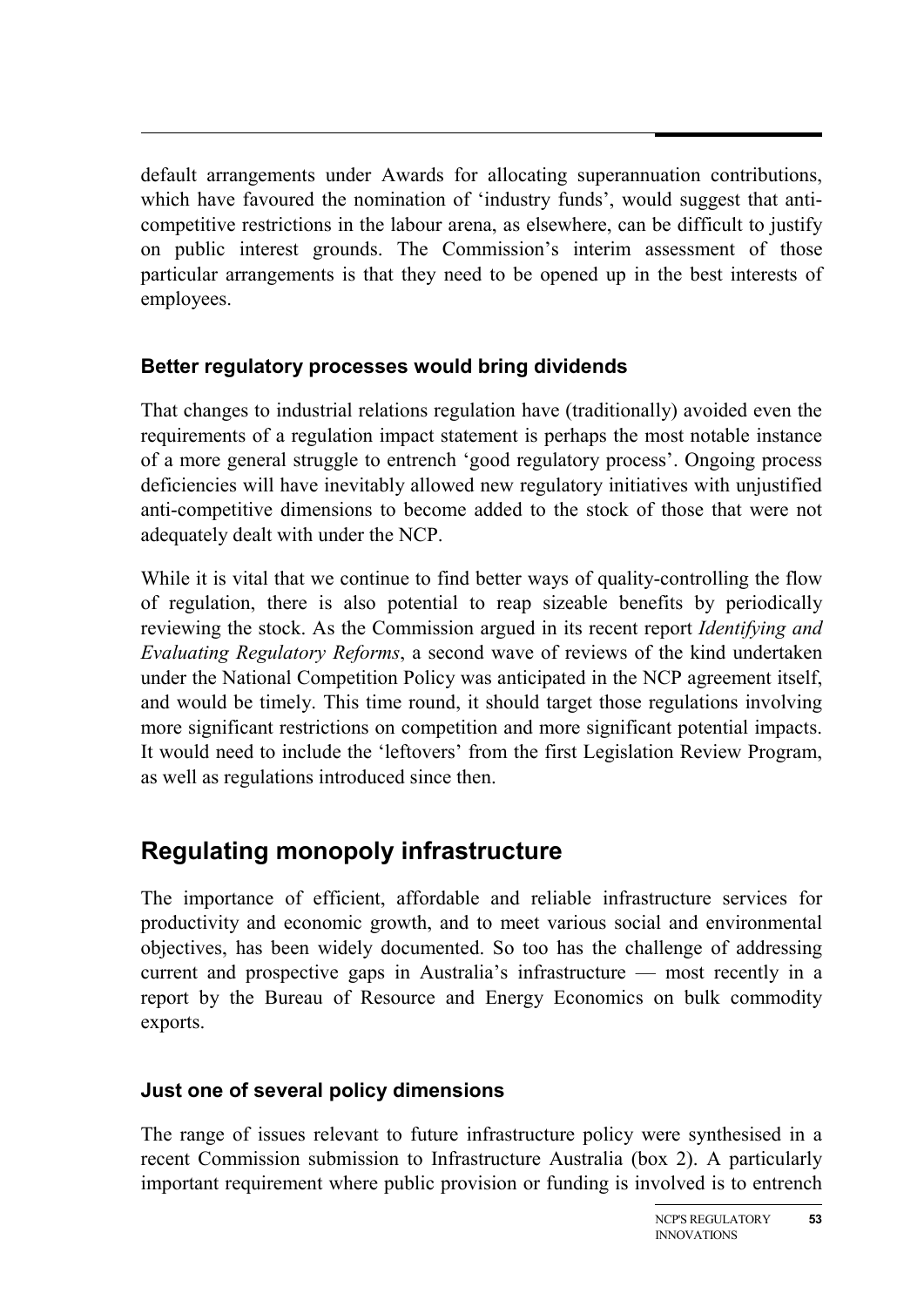default arrangements under Awards for allocating superannuation contributions, which have favoured the nomination of 'industry funds', would suggest that anti-competitive restrictions in the labour arena, as elsewhere, can be difficult to justify on public interest grounds. The Commission's interim assessment of those particular arrangements is that they need to be opened up in the best interests of employees.

### Better regulatory processes would bring dividends

That changes to industrial relations regulation have (traditionally) avoided even the requirements of a regulation impact statement is perhaps the most notable instance of a more general struggle to entrench 'good regulatory process'. Ongoing process deficiencies will have inevitably allowed new regulatory initiatives with unjustified anti-competitive dimensions to become added to the stock of those that were not adequately dealt with under the NCP.

While it is vital that we continue to find better ways of quality-controlling the flow of regulation, there is also potential to reap sizeable benefits by periodically reviewing the stock. As the Commission argued in its recent report *Identifying and Evaluating Regulatory Reforms*, a second wave of reviews of the kind undertaken under the National Competition Policy was anticipated in the NCP agreement itself, and would be timely. This time round, it should target those regulations involving more significant restrictions on competition and more significant potential impacts. It would need to include the 'leftovers' from the first Legislation Review Program, as well as regulations introduced since then.

## Regulating monopoly infrastructure

The importance of efficient, affordable and reliable infrastructure services for productivity and economic growth, and to meet various social and environmental objectives, has been widely documented. So too has the challenge of addressing current and prospective gaps in Australia's infrastructure — most recently in a report by the Bureau of Resource and Energy Economics on bulk commodity exports.

### Just one of several policy dimensions

The range of issues relevant to future infrastructure policy were synthesised in a recent Commission submission to Infrastructure Australia (box 2). A particularly important requirement where public provision or funding is involved is to entrench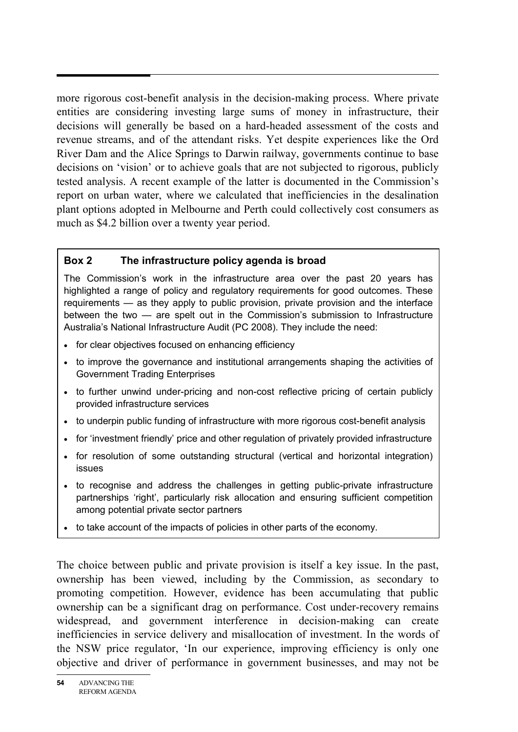more rigorous cost-benefit analysis in the decision-making process. Where private entities are considering investing large sums of money in infrastructure, their decisions will generally be based on a hard-headed assessment of the costs and revenue streams, and of the attendant risks. Yet despite experiences like the Ord River Dam and the Alice Springs to Darwin railway, governments continue to base decisions on 'vision' or to achieve goals that are not subjected to rigorous, publicly tested analysis. A recent example of the latter is documented in the Commission's report on urban water, where we calculated that inefficiencies in the desalination plant options adopted in Melbourne and Perth could collectively cost consumers as much as $4.2 billion over a twenty year period.

> **Box 2 The infrastructure policy agenda is broad**
>
> The Commission's work in the infrastructure area over the past 20 years has highlighted a range of policy and regulatory requirements for good outcomes. These requirements — as they apply to public provision, private provision and the interface between the two — are spelt out in the Commission's submission to Infrastructure Australia's National Infrastructure Audit (PC 2008). They include the need:
>
> - for clear objectives focused on enhancing efficiency
> - to improve the governance and institutional arrangements shaping the activities of Government Trading Enterprises
> - to further unwind under-pricing and non-cost reflective pricing of certain publicly provided infrastructure services
> - to underpin public funding of infrastructure with more rigorous cost-benefit analysis
> - for 'investment friendly' price and other regulation of privately provided infrastructure
> - for resolution of some outstanding structural (vertical and horizontal integration) issues
> - to recognise and address the challenges in getting public-private infrastructure partnerships 'right', particularly risk allocation and ensuring sufficient competition among potential private sector partners
> - to take account of the impacts of policies in other parts of the economy.

The choice between public and private provision is itself a key issue. In the past, ownership has been viewed, including by the Commission, as secondary to promoting competition. However, evidence has been accumulating that public ownership can be a significant drag on performance. Cost under-recovery remains widespread, and government interference in decision-making can create inefficiencies in service delivery and misallocation of investment. In the words of the NSW price regulator, 'In our experience, improving efficiency is only one objective and driver of performance in government businesses, and may not be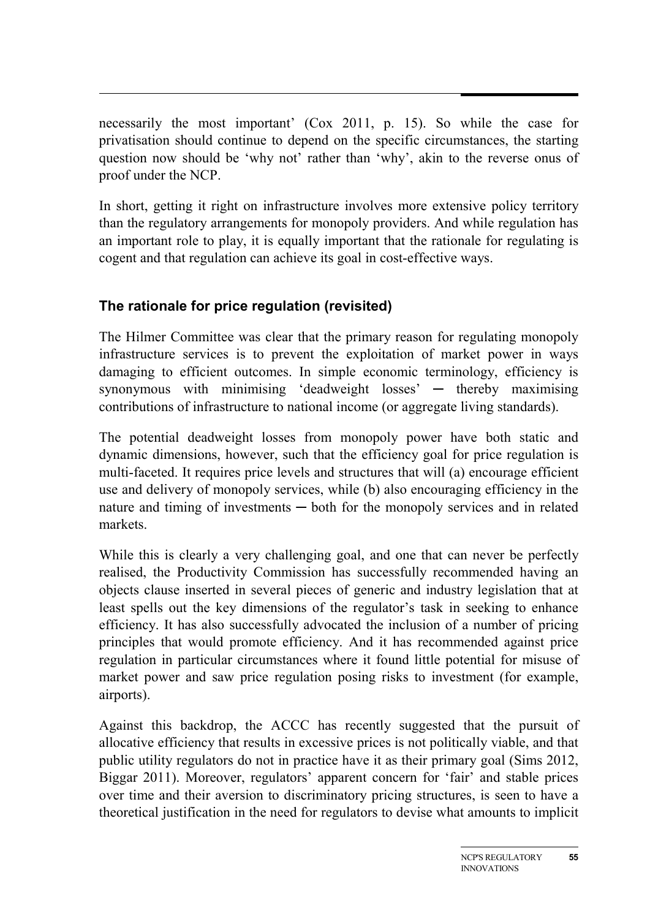necessarily the most important' (Cox 2011, p. 15). So while the case for privatisation should continue to depend on the specific circumstances, the starting question now should be 'why not' rather than 'why', akin to the reverse onus of proof under the NCP.

In short, getting it right on infrastructure involves more extensive policy territory than the regulatory arrangements for monopoly providers. And while regulation has an important role to play, it is equally important that the rationale for regulating is cogent and that regulation can achieve its goal in cost-effective ways.

### The rationale for price regulation (revisited)

The Hilmer Committee was clear that the primary reason for regulating monopoly infrastructure services is to prevent the exploitation of market power in ways damaging to efficient outcomes. In simple economic terminology, efficiency is synonymous with minimising 'deadweight losses' ─ thereby maximising contributions of infrastructure to national income (or aggregate living standards).

The potential deadweight losses from monopoly power have both static and dynamic dimensions, however, such that the efficiency goal for price regulation is multi-faceted. It requires price levels and structures that will (a) encourage efficient use and delivery of monopoly services, while (b) also encouraging efficiency in the nature and timing of investments ─ both for the monopoly services and in related markets.

While this is clearly a very challenging goal, and one that can never be perfectly realised, the Productivity Commission has successfully recommended having an objects clause inserted in several pieces of generic and industry legislation that at least spells out the key dimensions of the regulator's task in seeking to enhance efficiency. It has also successfully advocated the inclusion of a number of pricing principles that would promote efficiency. And it has recommended against price regulation in particular circumstances where it found little potential for misuse of market power and saw price regulation posing risks to investment (for example, airports).

Against this backdrop, the ACCC has recently suggested that the pursuit of allocative efficiency that results in excessive prices is not politically viable, and that public utility regulators do not in practice have it as their primary goal (Sims 2012, Biggar 2011). Moreover, regulators' apparent concern for 'fair' and stable prices over time and their aversion to discriminatory pricing structures, is seen to have a theoretical justification in the need for regulators to devise what amounts to implicit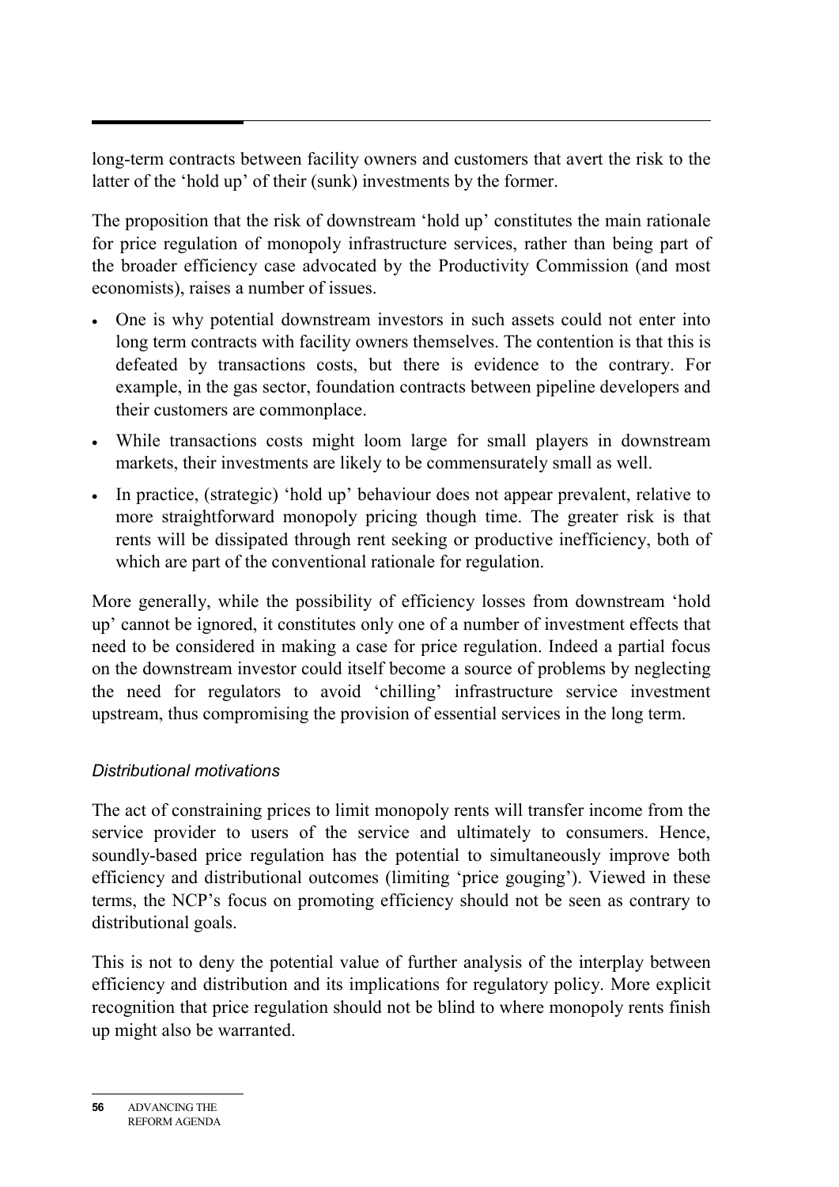long-term contracts between facility owners and customers that avert the risk to the latter of the 'hold up' of their (sunk) investments by the former.

The proposition that the risk of downstream 'hold up' constitutes the main rationale for price regulation of monopoly infrastructure services, rather than being part of the broader efficiency case advocated by the Productivity Commission (and most economists), raises a number of issues.

- One is why potential downstream investors in such assets could not enter into long term contracts with facility owners themselves. The contention is that this is defeated by transactions costs, but there is evidence to the contrary. For example, in the gas sector, foundation contracts between pipeline developers and their customers are commonplace.
- While transactions costs might loom large for small players in downstream markets, their investments are likely to be commensurately small as well.
- In practice, (strategic) 'hold up' behaviour does not appear prevalent, relative to more straightforward monopoly pricing though time. The greater risk is that rents will be dissipated through rent seeking or productive inefficiency, both of which are part of the conventional rationale for regulation.

More generally, while the possibility of efficiency losses from downstream 'hold up' cannot be ignored, it constitutes only one of a number of investment effects that need to be considered in making a case for price regulation. Indeed a partial focus on the downstream investor could itself become a source of problems by neglecting the need for regulators to avoid 'chilling' infrastructure service investment upstream, thus compromising the provision of essential services in the long term.

### *Distributional motivations*

The act of constraining prices to limit monopoly rents will transfer income from the service provider to users of the service and ultimately to consumers. Hence, soundly-based price regulation has the potential to simultaneously improve both efficiency and distributional outcomes (limiting 'price gouging'). Viewed in these terms, the NCP's focus on promoting efficiency should not be seen as contrary to distributional goals.

This is not to deny the potential value of further analysis of the interplay between efficiency and distribution and its implications for regulatory policy. More explicit recognition that price regulation should not be blind to where monopoly rents finish up might also be warranted.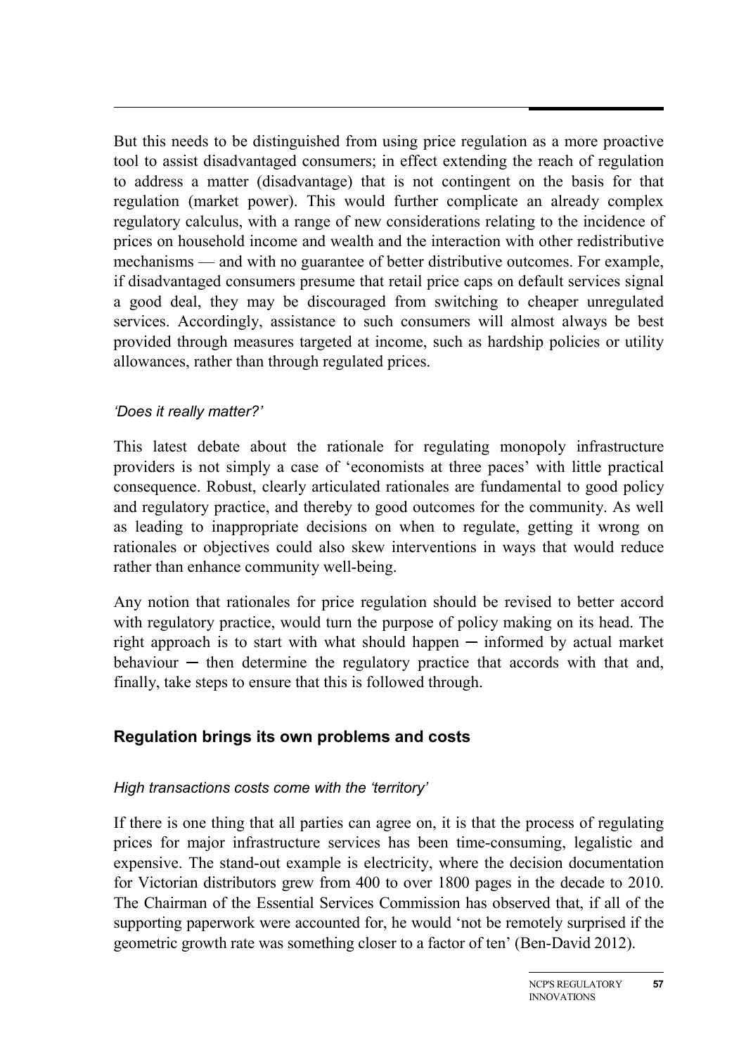But this needs to be distinguished from using price regulation as a more proactive tool to assist disadvantaged consumers; in effect extending the reach of regulation to address a matter (disadvantage) that is not contingent on the basis for that regulation (market power). This would further complicate an already complex regulatory calculus, with a range of new considerations relating to the incidence of prices on household income and wealth and the interaction with other redistributive mechanisms — and with no guarantee of better distributive outcomes. For example, if disadvantaged consumers presume that retail price caps on default services signal a good deal, they may be discouraged from switching to cheaper unregulated services. Accordingly, assistance to such consumers will almost always be best provided through measures targeted at income, such as hardship policies or utility allowances, rather than through regulated prices.

*'Does it really matter?'*

This latest debate about the rationale for regulating monopoly infrastructure providers is not simply a case of 'economists at three paces' with little practical consequence. Robust, clearly articulated rationales are fundamental to good policy and regulatory practice, and thereby to good outcomes for the community. As well as leading to inappropriate decisions on when to regulate, getting it wrong on rationales or objectives could also skew interventions in ways that would reduce rather than enhance community well-being.

Any notion that rationales for price regulation should be revised to better accord with regulatory practice, would turn the purpose of policy making on its head. The right approach is to start with what should happen — informed by actual market behaviour — then determine the regulatory practice that accords with that and, finally, take steps to ensure that this is followed through.

## Regulation brings its own problems and costs

*High transactions costs come with the 'territory'*

If there is one thing that all parties can agree on, it is that the process of regulating prices for major infrastructure services has been time-consuming, legalistic and expensive. The stand-out example is electricity, where the decision documentation for Victorian distributors grew from 400 to over 1800 pages in the decade to 2010. The Chairman of the Essential Services Commission has observed that, if all of the supporting paperwork were accounted for, he would 'not be remotely surprised if the geometric growth rate was something closer to a factor of ten' (Ben-David 2012).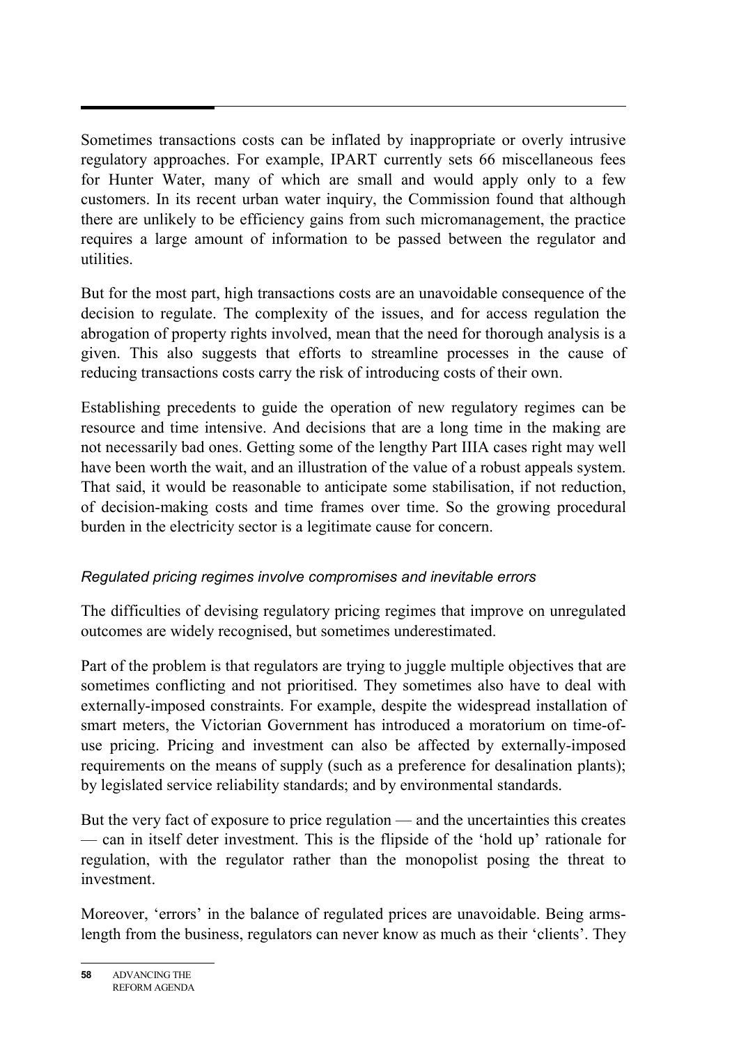Sometimes transactions costs can be inflated by inappropriate or overly intrusive regulatory approaches. For example, IPART currently sets 66 miscellaneous fees for Hunter Water, many of which are small and would apply only to a few customers. In its recent urban water inquiry, the Commission found that although there are unlikely to be efficiency gains from such micromanagement, the practice requires a large amount of information to be passed between the regulator and utilities.

But for the most part, high transactions costs are an unavoidable consequence of the decision to regulate. The complexity of the issues, and for access regulation the abrogation of property rights involved, mean that the need for thorough analysis is a given. This also suggests that efforts to streamline processes in the cause of reducing transactions costs carry the risk of introducing costs of their own.

Establishing precedents to guide the operation of new regulatory regimes can be resource and time intensive. And decisions that are a long time in the making are not necessarily bad ones. Getting some of the lengthy Part IIIA cases right may well have been worth the wait, and an illustration of the value of a robust appeals system. That said, it would be reasonable to anticipate some stabilisation, if not reduction, of decision-making costs and time frames over time. So the growing procedural burden in the electricity sector is a legitimate cause for concern.

### *Regulated pricing regimes involve compromises and inevitable errors*

The difficulties of devising regulatory pricing regimes that improve on unregulated outcomes are widely recognised, but sometimes underestimated.

Part of the problem is that regulators are trying to juggle multiple objectives that are sometimes conflicting and not prioritised. They sometimes also have to deal with externally-imposed constraints. For example, despite the widespread installation of smart meters, the Victorian Government has introduced a moratorium on time-of-use pricing. Pricing and investment can also be affected by externally-imposed requirements on the means of supply (such as a preference for desalination plants); by legislated service reliability standards; and by environmental standards.

But the very fact of exposure to price regulation — and the uncertainties this creates — can in itself deter investment. This is the flipside of the 'hold up' rationale for regulation, with the regulator rather than the monopolist posing the threat to investment.

Moreover, 'errors' in the balance of regulated prices are unavoidable. Being arms-length from the business, regulators can never know as much as their 'clients'. They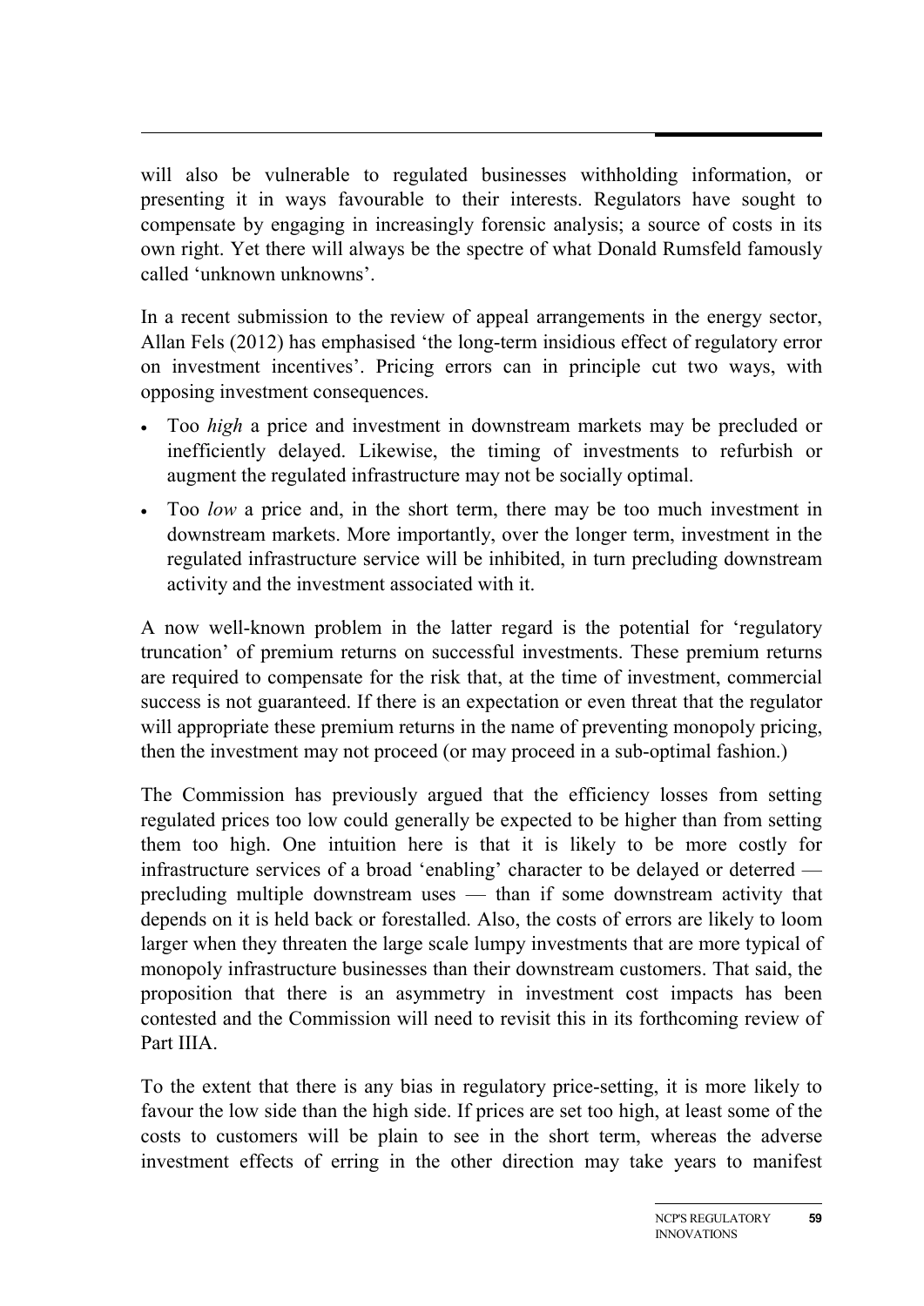will also be vulnerable to regulated businesses withholding information, or presenting it in ways favourable to their interests. Regulators have sought to compensate by engaging in increasingly forensic analysis; a source of costs in its own right. Yet there will always be the spectre of what Donald Rumsfeld famously called 'unknown unknowns'.

In a recent submission to the review of appeal arrangements in the energy sector, Allan Fels (2012) has emphasised 'the long-term insidious effect of regulatory error on investment incentives'. Pricing errors can in principle cut two ways, with opposing investment consequences.

- Too *high* a price and investment in downstream markets may be precluded or inefficiently delayed. Likewise, the timing of investments to refurbish or augment the regulated infrastructure may not be socially optimal.
- Too *low* a price and, in the short term, there may be too much investment in downstream markets. More importantly, over the longer term, investment in the regulated infrastructure service will be inhibited, in turn precluding downstream activity and the investment associated with it.

A now well-known problem in the latter regard is the potential for 'regulatory truncation' of premium returns on successful investments. These premium returns are required to compensate for the risk that, at the time of investment, commercial success is not guaranteed. If there is an expectation or even threat that the regulator will appropriate these premium returns in the name of preventing monopoly pricing, then the investment may not proceed (or may proceed in a sub-optimal fashion.)

The Commission has previously argued that the efficiency losses from setting regulated prices too low could generally be expected to be higher than from setting them too high. One intuition here is that it is likely to be more costly for infrastructure services of a broad 'enabling' character to be delayed or deterred — precluding multiple downstream uses — than if some downstream activity that depends on it is held back or forestalled. Also, the costs of errors are likely to loom larger when they threaten the large scale lumpy investments that are more typical of monopoly infrastructure businesses than their downstream customers. That said, the proposition that there is an asymmetry in investment cost impacts has been contested and the Commission will need to revisit this in its forthcoming review of Part IIIA.

To the extent that there is any bias in regulatory price-setting, it is more likely to favour the low side than the high side. If prices are set too high, at least some of the costs to customers will be plain to see in the short term, whereas the adverse investment effects of erring in the other direction may take years to manifest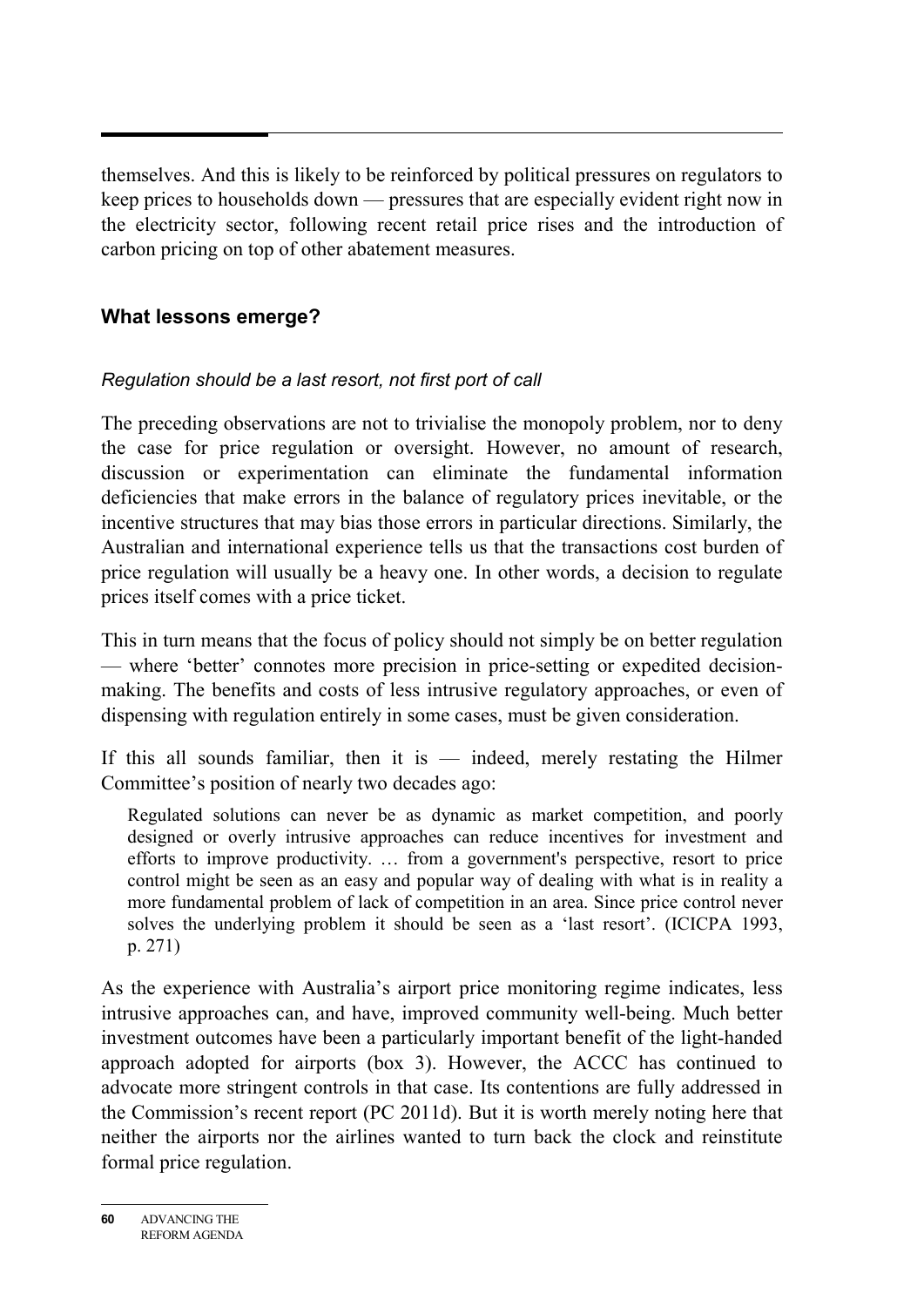themselves. And this is likely to be reinforced by political pressures on regulators to keep prices to households down — pressures that are especially evident right now in the electricity sector, following recent retail price rises and the introduction of carbon pricing on top of other abatement measures.

### What lessons emerge?

*Regulation should be a last resort, not first port of call*

The preceding observations are not to trivialise the monopoly problem, nor to deny the case for price regulation or oversight. However, no amount of research, discussion or experimentation can eliminate the fundamental information deficiencies that make errors in the balance of regulatory prices inevitable, or the incentive structures that may bias those errors in particular directions. Similarly, the Australian and international experience tells us that the transactions cost burden of price regulation will usually be a heavy one. In other words, a decision to regulate prices itself comes with a price ticket.

This in turn means that the focus of policy should not simply be on better regulation — where 'better' connotes more precision in price-setting or expedited decision-making. The benefits and costs of less intrusive regulatory approaches, or even of dispensing with regulation entirely in some cases, must be given consideration.

If this all sounds familiar, then it is — indeed, merely restating the Hilmer Committee's position of nearly two decades ago:

> Regulated solutions can never be as dynamic as market competition, and poorly designed or overly intrusive approaches can reduce incentives for investment and efforts to improve productivity. … from a government's perspective, resort to price control might be seen as an easy and popular way of dealing with what is in reality a more fundamental problem of lack of competition in an area. Since price control never solves the underlying problem it should be seen as a 'last resort'. (ICICPA 1993, p. 271)

As the experience with Australia's airport price monitoring regime indicates, less intrusive approaches can, and have, improved community well-being. Much better investment outcomes have been a particularly important benefit of the light-handed approach adopted for airports (box 3). However, the ACCC has continued to advocate more stringent controls in that case. Its contentions are fully addressed in the Commission's recent report (PC 2011d). But it is worth merely noting here that neither the airports nor the airlines wanted to turn back the clock and reinstitute formal price regulation.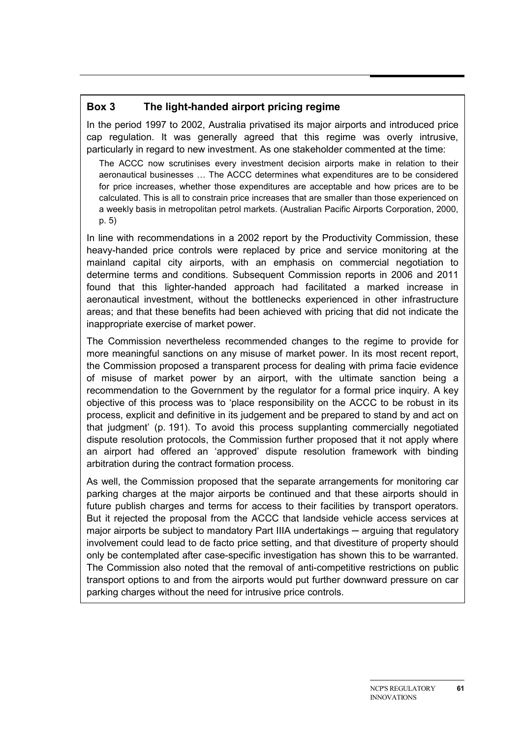**Box 3 The light-handed airport pricing regime**

In the period 1997 to 2002, Australia privatised its major airports and introduced price cap regulation. It was generally agreed that this regime was overly intrusive, particularly in regard to new investment. As one stakeholder commented at the time:

> The ACCC now scrutinises every investment decision airports make in relation to their aeronautical businesses … The ACCC determines what expenditures are to be considered for price increases, whether those expenditures are acceptable and how prices are to be calculated. This is all to constrain price increases that are smaller than those experienced on a weekly basis in metropolitan petrol markets. (Australian Pacific Airports Corporation, 2000, p. 5)

In line with recommendations in a 2002 report by the Productivity Commission, these heavy-handed price controls were replaced by price and service monitoring at the mainland capital city airports, with an emphasis on commercial negotiation to determine terms and conditions. Subsequent Commission reports in 2006 and 2011 found that this lighter-handed approach had facilitated a marked increase in aeronautical investment, without the bottlenecks experienced in other infrastructure areas; and that these benefits had been achieved with pricing that did not indicate the inappropriate exercise of market power.

The Commission nevertheless recommended changes to the regime to provide for more meaningful sanctions on any misuse of market power. In its most recent report, the Commission proposed a transparent process for dealing with prima facie evidence of misuse of market power by an airport, with the ultimate sanction being a recommendation to the Government by the regulator for a formal price inquiry. A key objective of this process was to 'place responsibility on the ACCC to be robust in its process, explicit and definitive in its judgement and be prepared to stand by and act on that judgment' (p. 191). To avoid this process supplanting commercially negotiated dispute resolution protocols, the Commission further proposed that it not apply where an airport had offered an 'approved' dispute resolution framework with binding arbitration during the contract formation process.

As well, the Commission proposed that the separate arrangements for monitoring car parking charges at the major airports be continued and that these airports should in future publish charges and terms for access to their facilities by transport operators. But it rejected the proposal from the ACCC that landside vehicle access services at major airports be subject to mandatory Part IIIA undertakings ─ arguing that regulatory involvement could lead to de facto price setting, and that divestiture of property should only be contemplated after case-specific investigation has shown this to be warranted. The Commission also noted that the removal of anti-competitive restrictions on public transport options to and from the airports would put further downward pressure on car parking charges without the need for intrusive price controls.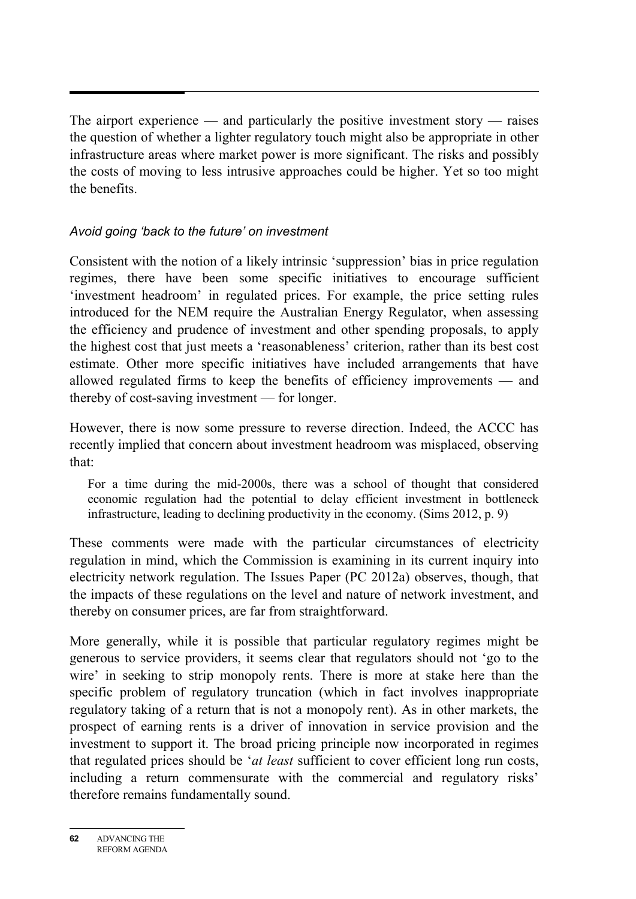The airport experience — and particularly the positive investment story — raises the question of whether a lighter regulatory touch might also be appropriate in other infrastructure areas where market power is more significant. The risks and possibly the costs of moving to less intrusive approaches could be higher. Yet so too might the benefits.

### *Avoid going 'back to the future' on investment*

Consistent with the notion of a likely intrinsic 'suppression' bias in price regulation regimes, there have been some specific initiatives to encourage sufficient 'investment headroom' in regulated prices. For example, the price setting rules introduced for the NEM require the Australian Energy Regulator, when assessing the efficiency and prudence of investment and other spending proposals, to apply the highest cost that just meets a 'reasonableness' criterion, rather than its best cost estimate. Other more specific initiatives have included arrangements that have allowed regulated firms to keep the benefits of efficiency improvements — and thereby of cost-saving investment — for longer.

However, there is now some pressure to reverse direction. Indeed, the ACCC has recently implied that concern about investment headroom was misplaced, observing that:

> For a time during the mid-2000s, there was a school of thought that considered economic regulation had the potential to delay efficient investment in bottleneck infrastructure, leading to declining productivity in the economy. (Sims 2012, p. 9)

These comments were made with the particular circumstances of electricity regulation in mind, which the Commission is examining in its current inquiry into electricity network regulation. The Issues Paper (PC 2012a) observes, though, that the impacts of these regulations on the level and nature of network investment, and thereby on consumer prices, are far from straightforward.

More generally, while it is possible that particular regulatory regimes might be generous to service providers, it seems clear that regulators should not 'go to the wire' in seeking to strip monopoly rents. There is more at stake here than the specific problem of regulatory truncation (which in fact involves inappropriate regulatory taking of a return that is not a monopoly rent). As in other markets, the prospect of earning rents is a driver of innovation in service provision and the investment to support it. The broad pricing principle now incorporated in regimes that regulated prices should be '*at least* sufficient to cover efficient long run costs, including a return commensurate with the commercial and regulatory risks' therefore remains fundamentally sound.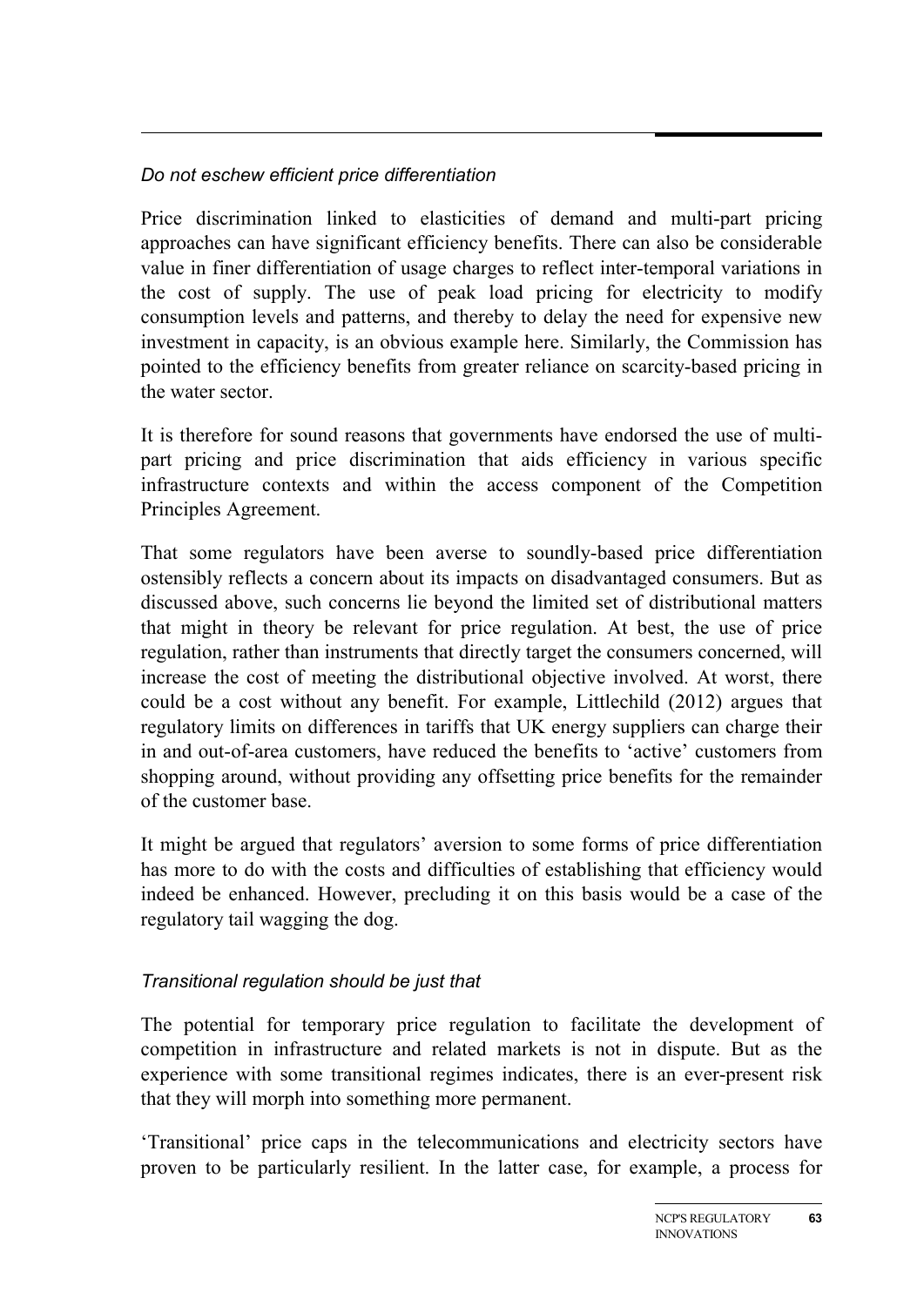*Do not eschew efficient price differentiation*

Price discrimination linked to elasticities of demand and multi-part pricing approaches can have significant efficiency benefits. There can also be considerable value in finer differentiation of usage charges to reflect inter-temporal variations in the cost of supply. The use of peak load pricing for electricity to modify consumption levels and patterns, and thereby to delay the need for expensive new investment in capacity, is an obvious example here. Similarly, the Commission has pointed to the efficiency benefits from greater reliance on scarcity-based pricing in the water sector.

It is therefore for sound reasons that governments have endorsed the use of multi-part pricing and price discrimination that aids efficiency in various specific infrastructure contexts and within the access component of the Competition Principles Agreement.

That some regulators have been averse to soundly-based price differentiation ostensibly reflects a concern about its impacts on disadvantaged consumers. But as discussed above, such concerns lie beyond the limited set of distributional matters that might in theory be relevant for price regulation. At best, the use of price regulation, rather than instruments that directly target the consumers concerned, will increase the cost of meeting the distributional objective involved. At worst, there could be a cost without any benefit. For example, Littlechild (2012) argues that regulatory limits on differences in tariffs that UK energy suppliers can charge their in and out-of-area customers, have reduced the benefits to 'active' customers from shopping around, without providing any offsetting price benefits for the remainder of the customer base.

It might be argued that regulators' aversion to some forms of price differentiation has more to do with the costs and difficulties of establishing that efficiency would indeed be enhanced. However, precluding it on this basis would be a case of the regulatory tail wagging the dog.

*Transitional regulation should be just that*

The potential for temporary price regulation to facilitate the development of competition in infrastructure and related markets is not in dispute. But as the experience with some transitional regimes indicates, there is an ever-present risk that they will morph into something more permanent.

'Transitional' price caps in the telecommunications and electricity sectors have proven to be particularly resilient. In the latter case, for example, a process for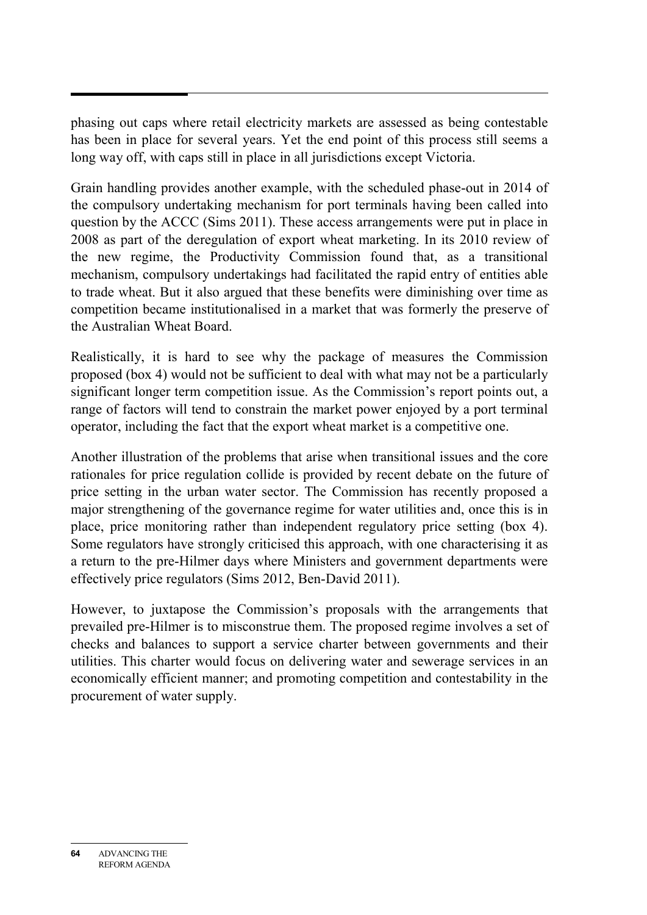phasing out caps where retail electricity markets are assessed as being contestable has been in place for several years. Yet the end point of this process still seems a long way off, with caps still in place in all jurisdictions except Victoria.

Grain handling provides another example, with the scheduled phase-out in 2014 of the compulsory undertaking mechanism for port terminals having been called into question by the ACCC (Sims 2011). These access arrangements were put in place in 2008 as part of the deregulation of export wheat marketing. In its 2010 review of the new regime, the Productivity Commission found that, as a transitional mechanism, compulsory undertakings had facilitated the rapid entry of entities able to trade wheat. But it also argued that these benefits were diminishing over time as competition became institutionalised in a market that was formerly the preserve of the Australian Wheat Board.

Realistically, it is hard to see why the package of measures the Commission proposed (box 4) would not be sufficient to deal with what may not be a particularly significant longer term competition issue. As the Commission's report points out, a range of factors will tend to constrain the market power enjoyed by a port terminal operator, including the fact that the export wheat market is a competitive one.

Another illustration of the problems that arise when transitional issues and the core rationales for price regulation collide is provided by recent debate on the future of price setting in the urban water sector. The Commission has recently proposed a major strengthening of the governance regime for water utilities and, once this is in place, price monitoring rather than independent regulatory price setting (box 4). Some regulators have strongly criticised this approach, with one characterising it as a return to the pre-Hilmer days where Ministers and government departments were effectively price regulators (Sims 2012, Ben-David 2011).

However, to juxtapose the Commission's proposals with the arrangements that prevailed pre-Hilmer is to misconstrue them. The proposed regime involves a set of checks and balances to support a service charter between governments and their utilities. This charter would focus on delivering water and sewerage services in an economically efficient manner; and promoting competition and contestability in the procurement of water supply.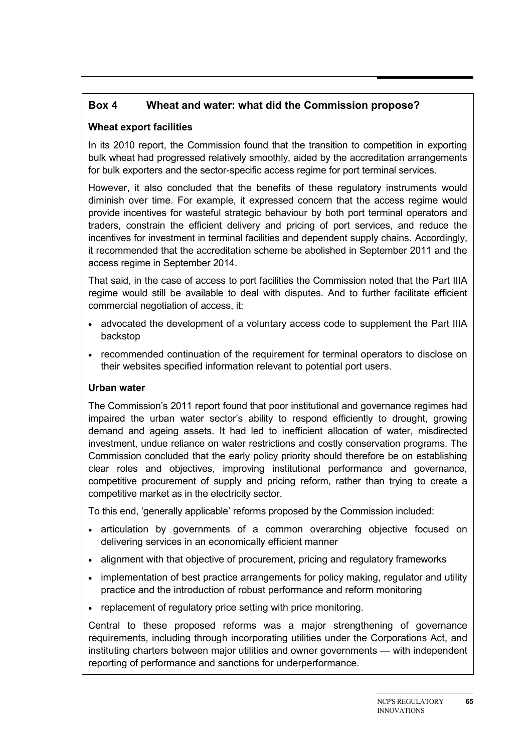## Box 4 Wheat and water: what did the Commission propose?

### Wheat export facilities

In its 2010 report, the Commission found that the transition to competition in exporting bulk wheat had progressed relatively smoothly, aided by the accreditation arrangements for bulk exporters and the sector-specific access regime for port terminal services.

However, it also concluded that the benefits of these regulatory instruments would diminish over time. For example, it expressed concern that the access regime would provide incentives for wasteful strategic behaviour by both port terminal operators and traders, constrain the efficient delivery and pricing of port services, and reduce the incentives for investment in terminal facilities and dependent supply chains. Accordingly, it recommended that the accreditation scheme be abolished in September 2011 and the access regime in September 2014.

That said, in the case of access to port facilities the Commission noted that the Part IIIA regime would still be available to deal with disputes. And to further facilitate efficient commercial negotiation of access, it:

- advocated the development of a voluntary access code to supplement the Part IIIA backstop
- recommended continuation of the requirement for terminal operators to disclose on their websites specified information relevant to potential port users.

### Urban water

The Commission's 2011 report found that poor institutional and governance regimes had impaired the urban water sector's ability to respond efficiently to drought, growing demand and ageing assets. It had led to inefficient allocation of water, misdirected investment, undue reliance on water restrictions and costly conservation programs. The Commission concluded that the early policy priority should therefore be on establishing clear roles and objectives, improving institutional performance and governance, competitive procurement of supply and pricing reform, rather than trying to create a competitive market as in the electricity sector.

To this end, 'generally applicable' reforms proposed by the Commission included:

- articulation by governments of a common overarching objective focused on delivering services in an economically efficient manner
- alignment with that objective of procurement, pricing and regulatory frameworks
- implementation of best practice arrangements for policy making, regulator and utility practice and the introduction of robust performance and reform monitoring
- replacement of regulatory price setting with price monitoring.

Central to these proposed reforms was a major strengthening of governance requirements, including through incorporating utilities under the Corporations Act, and instituting charters between major utilities and owner governments — with independent reporting of performance and sanctions for underperformance.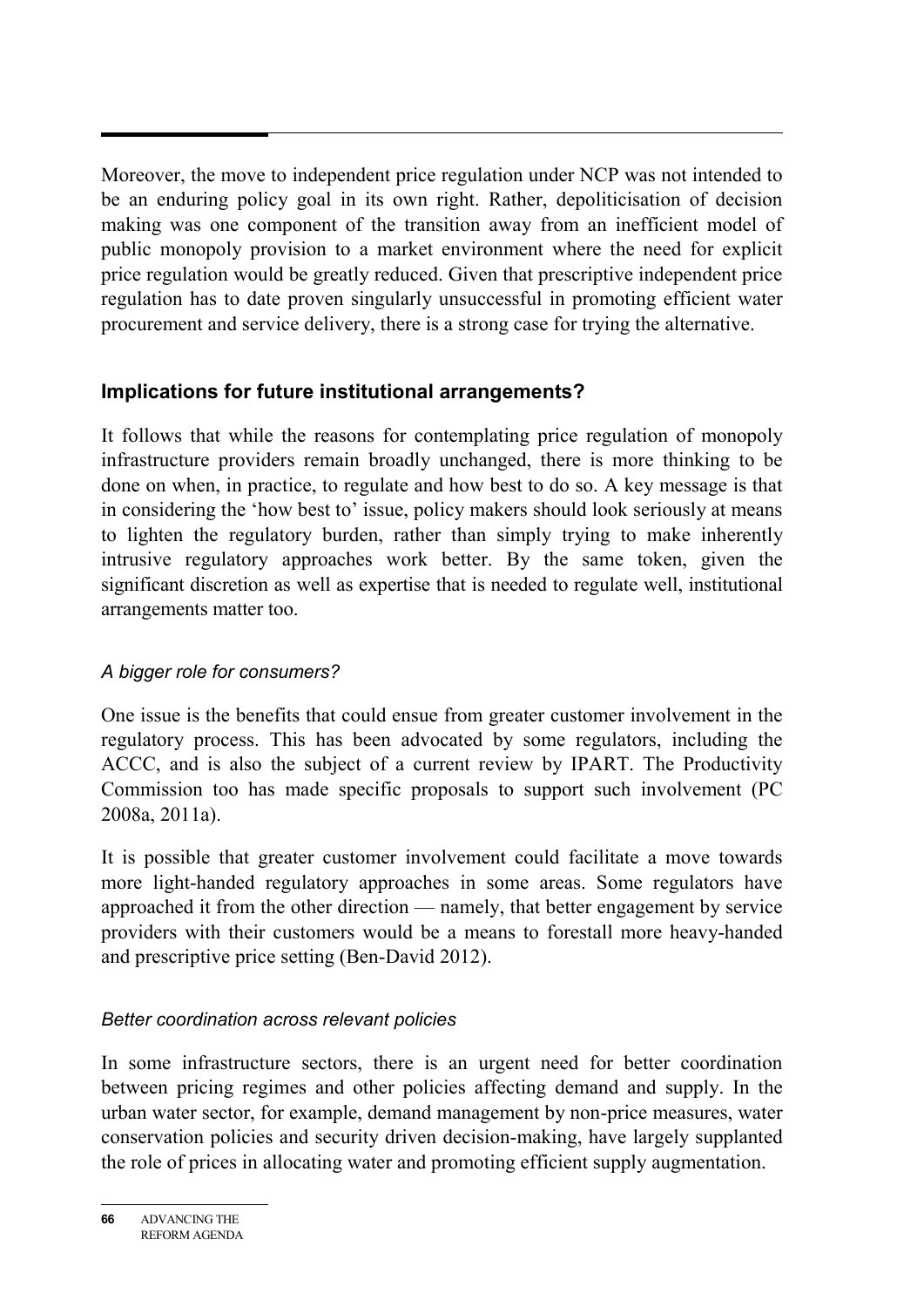Moreover, the move to independent price regulation under NCP was not intended to be an enduring policy goal in its own right. Rather, depoliticisation of decision making was one component of the transition away from an inefficient model of public monopoly provision to a market environment where the need for explicit price regulation would be greatly reduced. Given that prescriptive independent price regulation has to date proven singularly unsuccessful in promoting efficient water procurement and service delivery, there is a strong case for trying the alternative.

## Implications for future institutional arrangements?

It follows that while the reasons for contemplating price regulation of monopoly infrastructure providers remain broadly unchanged, there is more thinking to be done on when, in practice, to regulate and how best to do so. A key message is that in considering the 'how best to' issue, policy makers should look seriously at means to lighten the regulatory burden, rather than simply trying to make inherently intrusive regulatory approaches work better. By the same token, given the significant discretion as well as expertise that is needed to regulate well, institutional arrangements matter too.

### *A bigger role for consumers?*

One issue is the benefits that could ensue from greater customer involvement in the regulatory process. This has been advocated by some regulators, including the ACCC, and is also the subject of a current review by IPART. The Productivity Commission too has made specific proposals to support such involvement (PC 2008a, 2011a).

It is possible that greater customer involvement could facilitate a move towards more light-handed regulatory approaches in some areas. Some regulators have approached it from the other direction — namely, that better engagement by service providers with their customers would be a means to forestall more heavy-handed and prescriptive price setting (Ben-David 2012).

### *Better coordination across relevant policies*

In some infrastructure sectors, there is an urgent need for better coordination between pricing regimes and other policies affecting demand and supply. In the urban water sector, for example, demand management by non-price measures, water conservation policies and security driven decision-making, have largely supplanted the role of prices in allocating water and promoting efficient supply augmentation.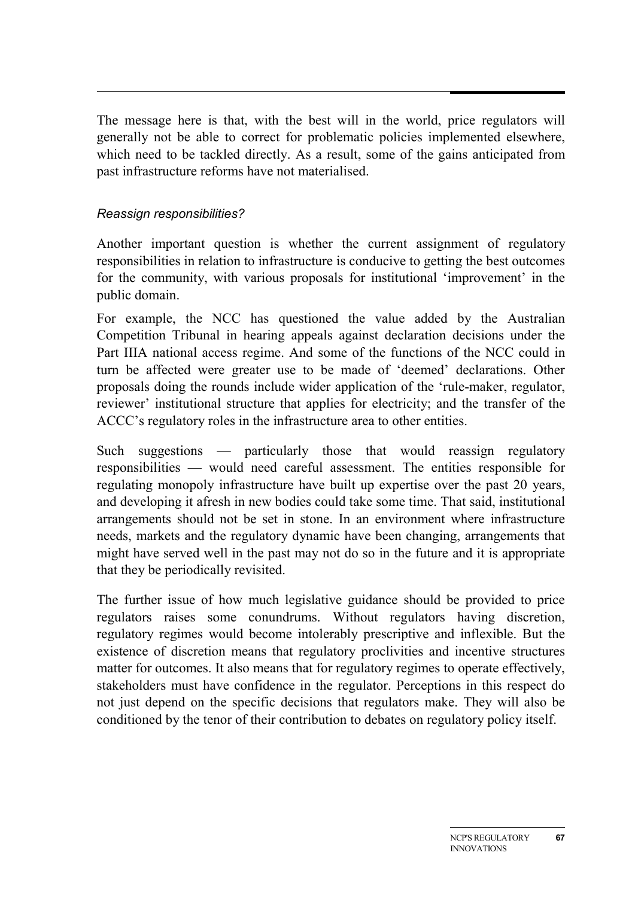The message here is that, with the best will in the world, price regulators will generally not be able to correct for problematic policies implemented elsewhere, which need to be tackled directly. As a result, some of the gains anticipated from past infrastructure reforms have not materialised.

*Reassign responsibilities?*

Another important question is whether the current assignment of regulatory responsibilities in relation to infrastructure is conducive to getting the best outcomes for the community, with various proposals for institutional 'improvement' in the public domain.

For example, the NCC has questioned the value added by the Australian Competition Tribunal in hearing appeals against declaration decisions under the Part IIIA national access regime. And some of the functions of the NCC could in turn be affected were greater use to be made of 'deemed' declarations. Other proposals doing the rounds include wider application of the 'rule-maker, regulator, reviewer' institutional structure that applies for electricity; and the transfer of the ACCC's regulatory roles in the infrastructure area to other entities.

Such suggestions — particularly those that would reassign regulatory responsibilities — would need careful assessment. The entities responsible for regulating monopoly infrastructure have built up expertise over the past 20 years, and developing it afresh in new bodies could take some time. That said, institutional arrangements should not be set in stone. In an environment where infrastructure needs, markets and the regulatory dynamic have been changing, arrangements that might have served well in the past may not do so in the future and it is appropriate that they be periodically revisited.

The further issue of how much legislative guidance should be provided to price regulators raises some conundrums. Without regulators having discretion, regulatory regimes would become intolerably prescriptive and inflexible. But the existence of discretion means that regulatory proclivities and incentive structures matter for outcomes. It also means that for regulatory regimes to operate effectively, stakeholders must have confidence in the regulator. Perceptions in this respect do not just depend on the specific decisions that regulators make. They will also be conditioned by the tenor of their contribution to debates on regulatory policy itself.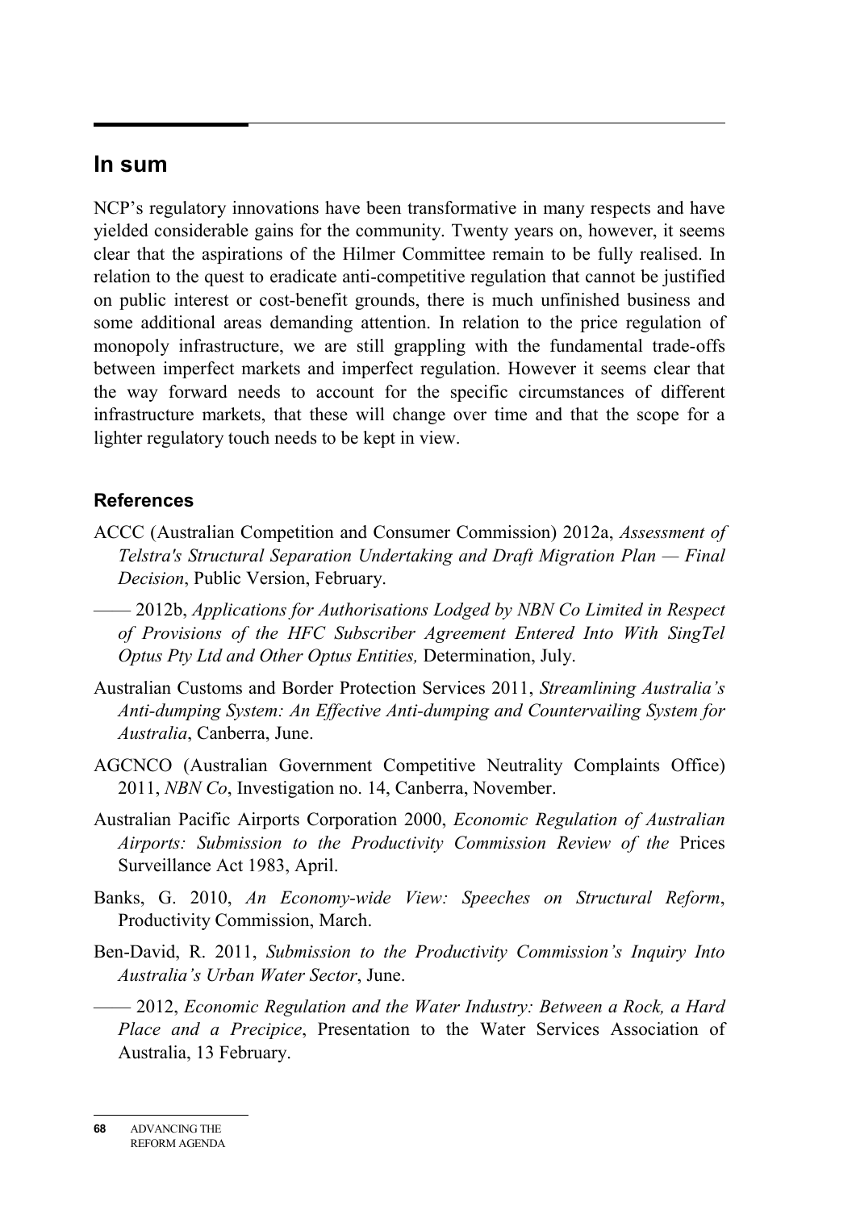## In sum

NCP's regulatory innovations have been transformative in many respects and have yielded considerable gains for the community. Twenty years on, however, it seems clear that the aspirations of the Hilmer Committee remain to be fully realised. In relation to the quest to eradicate anti-competitive regulation that cannot be justified on public interest or cost-benefit grounds, there is much unfinished business and some additional areas demanding attention. In relation to the price regulation of monopoly infrastructure, we are still grappling with the fundamental trade-offs between imperfect markets and imperfect regulation. However it seems clear that the way forward needs to account for the specific circumstances of different infrastructure markets, that these will change over time and that the scope for a lighter regulatory touch needs to be kept in view.

### References

ACCC (Australian Competition and Consumer Commission) 2012a, *Assessment of Telstra's Structural Separation Undertaking and Draft Migration Plan — Final Decision*, Public Version, February.

—— 2012b, *Applications for Authorisations Lodged by NBN Co Limited in Respect of Provisions of the HFC Subscriber Agreement Entered Into With SingTel Optus Pty Ltd and Other Optus Entities,* Determination, July.

Australian Customs and Border Protection Services 2011, *Streamlining Australia's Anti-dumping System: An Effective Anti-dumping and Countervailing System for Australia*, Canberra, June.

AGCNCO (Australian Government Competitive Neutrality Complaints Office) 2011, *NBN Co*, Investigation no. 14, Canberra, November.

Australian Pacific Airports Corporation 2000, *Economic Regulation of Australian Airports: Submission to the Productivity Commission Review of the* Prices Surveillance Act 1983, April.

Banks, G. 2010, *An Economy-wide View: Speeches on Structural Reform*, Productivity Commission, March.

Ben-David, R. 2011, *Submission to the Productivity Commission's Inquiry Into Australia's Urban Water Sector*, June.

—— 2012, *Economic Regulation and the Water Industry: Between a Rock, a Hard Place and a Precipice*, Presentation to the Water Services Association of Australia, 13 February.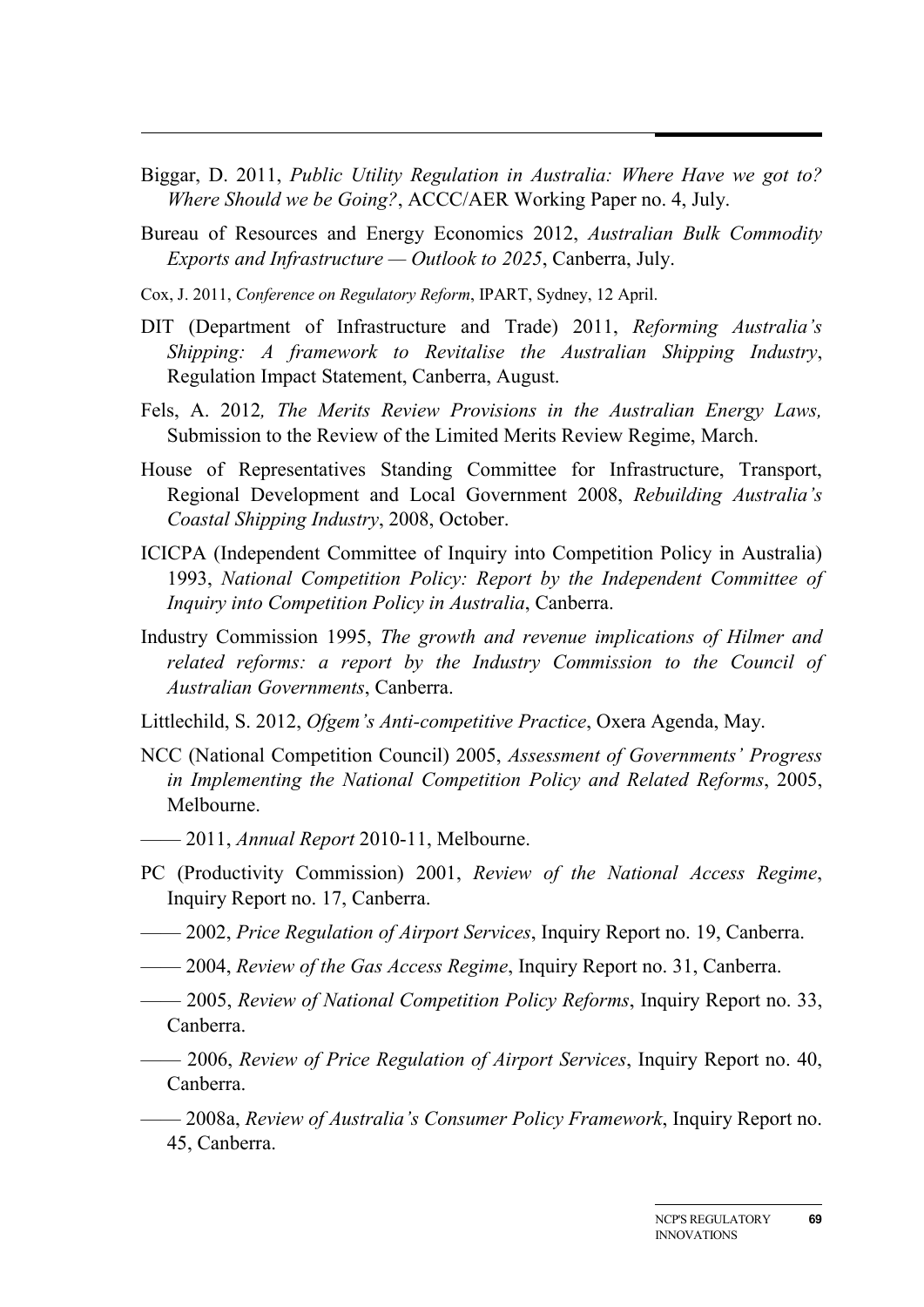Biggar, D. 2011, *Public Utility Regulation in Australia: Where Have we got to? Where Should we be Going?*, ACCC/AER Working Paper no. 4, July.

Bureau of Resources and Energy Economics 2012, *Australian Bulk Commodity Exports and Infrastructure — Outlook to 2025*, Canberra, July.

Cox, J. 2011, *Conference on Regulatory Reform*, IPART, Sydney, 12 April.

DIT (Department of Infrastructure and Trade) 2011, *Reforming Australia's Shipping: A framework to Revitalise the Australian Shipping Industry*, Regulation Impact Statement, Canberra, August.

Fels, A. 2012*, The Merits Review Provisions in the Australian Energy Laws,* Submission to the Review of the Limited Merits Review Regime, March.

House of Representatives Standing Committee for Infrastructure, Transport, Regional Development and Local Government 2008, *Rebuilding Australia's Coastal Shipping Industry*, 2008, October.

ICICPA (Independent Committee of Inquiry into Competition Policy in Australia) 1993, *National Competition Policy: Report by the Independent Committee of Inquiry into Competition Policy in Australia*, Canberra.

Industry Commission 1995, *The growth and revenue implications of Hilmer and related reforms: a report by the Industry Commission to the Council of Australian Governments*, Canberra.

Littlechild, S. 2012, *Ofgem's Anti-competitive Practice*, Oxera Agenda, May.

NCC (National Competition Council) 2005, *Assessment of Governments' Progress in Implementing the National Competition Policy and Related Reforms*, 2005, Melbourne.

—— 2011, *Annual Report* 2010-11, Melbourne.

PC (Productivity Commission) 2001, *Review of the National Access Regime*, Inquiry Report no. 17, Canberra.

—— 2002, *Price Regulation of Airport Services*, Inquiry Report no. 19, Canberra.

—— 2004, *Review of the Gas Access Regime*, Inquiry Report no. 31, Canberra.

—— 2005, *Review of National Competition Policy Reforms*, Inquiry Report no. 33, Canberra.

—— 2006, *Review of Price Regulation of Airport Services*, Inquiry Report no. 40, Canberra.

—— 2008a, *Review of Australia's Consumer Policy Framework*, Inquiry Report no. 45, Canberra.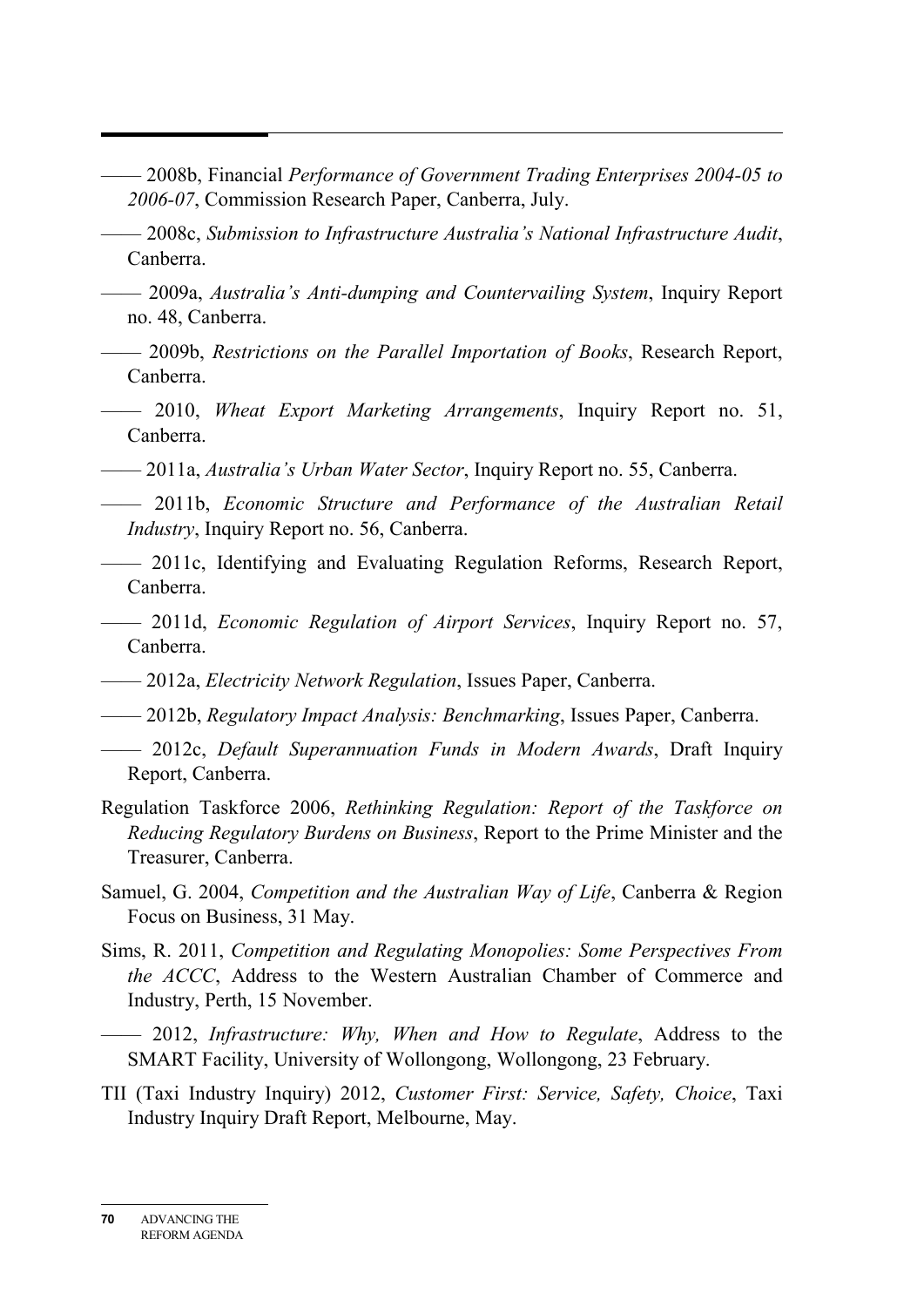—— 2008b, Financial *Performance of Government Trading Enterprises 2004-05 to 2006-07*, Commission Research Paper, Canberra, July.

—— 2008c, *Submission to Infrastructure Australia's National Infrastructure Audit*, Canberra.

—— 2009a, *Australia's Anti-dumping and Countervailing System*, Inquiry Report no. 48, Canberra.

—— 2009b, *Restrictions on the Parallel Importation of Books*, Research Report, Canberra.

—— 2010, *Wheat Export Marketing Arrangements*, Inquiry Report no. 51, Canberra.

—— 2011a, *Australia's Urban Water Sector*, Inquiry Report no. 55, Canberra.

—— 2011b, *Economic Structure and Performance of the Australian Retail Industry*, Inquiry Report no. 56, Canberra.

—— 2011c, Identifying and Evaluating Regulation Reforms, Research Report, Canberra.

—— 2011d, *Economic Regulation of Airport Services*, Inquiry Report no. 57, Canberra.

—— 2012a, *Electricity Network Regulation*, Issues Paper, Canberra.

—— 2012b, *Regulatory Impact Analysis: Benchmarking*, Issues Paper, Canberra.

—— 2012c, *Default Superannuation Funds in Modern Awards*, Draft Inquiry Report, Canberra.

Regulation Taskforce 2006, *Rethinking Regulation: Report of the Taskforce on Reducing Regulatory Burdens on Business*, Report to the Prime Minister and the Treasurer, Canberra.

Samuel, G. 2004, *Competition and the Australian Way of Life*, Canberra & Region Focus on Business, 31 May.

Sims, R. 2011, *Competition and Regulating Monopolies: Some Perspectives From the ACCC*, Address to the Western Australian Chamber of Commerce and Industry, Perth, 15 November.

—— 2012, *Infrastructure: Why, When and How to Regulate*, Address to the SMART Facility, University of Wollongong, Wollongong, 23 February.

TII (Taxi Industry Inquiry) 2012, *Customer First: Service, Safety, Choice*, Taxi Industry Inquiry Draft Report, Melbourne, May.